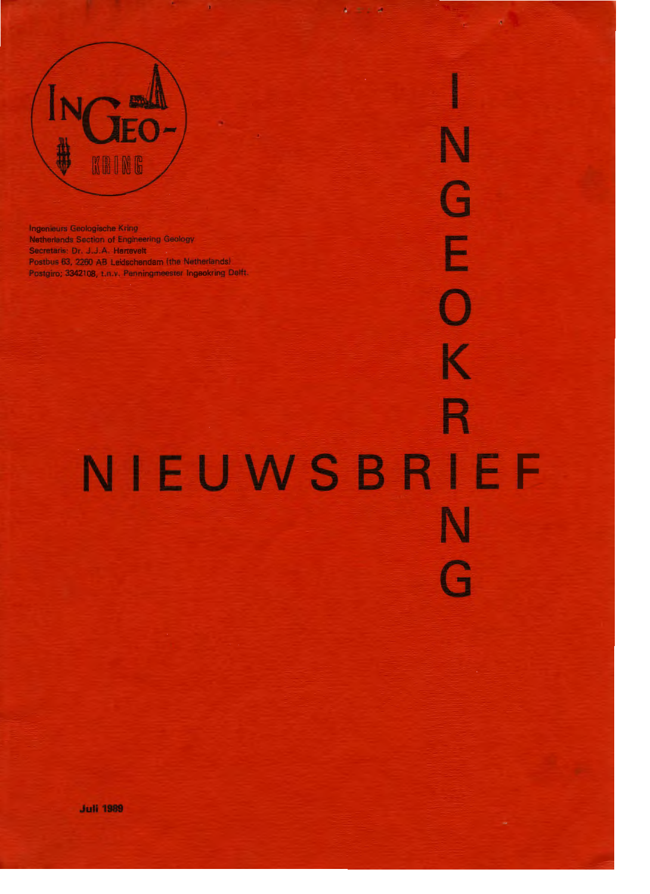INGEO-KRING

Ingenieurs Geologische Kring
Netherlands Section of Engineering Geology
Secretaris: Dr. J.J.A. Hartevelt
Postbus 63, 2260 AB Leidschendam (the Netherlands)
Postgiro; 3342108, t.n.v. Penningmeester Ingeokring Delft.

# INGEOKRING NIEUWSBRIEF

Juli 1989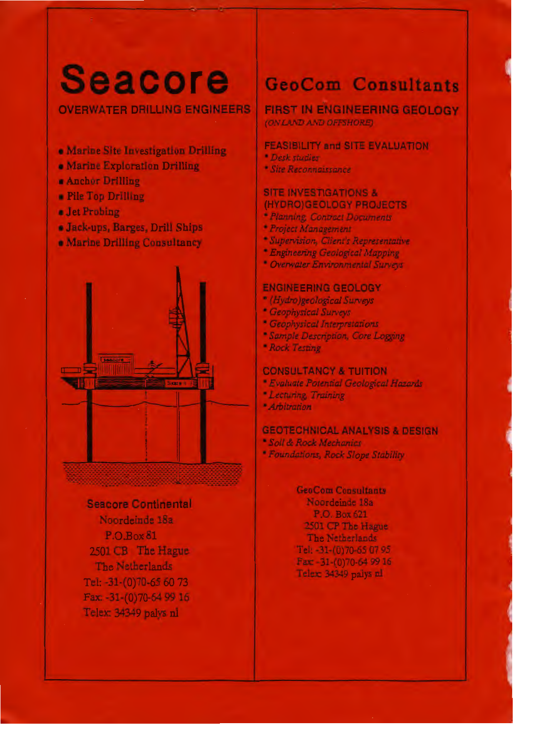# Seacore

**OVERWATER DRILLING ENGINEERS**

- Marine Site Investigation Drilling
- Marine Exploration Drilling
- Anchor Drilling
- Pile Top Drilling
- Jet Probing
- Jack-ups, Barges, Drill Ships
- Marine Drilling Consultancy

Seacore Continental
Noordeinde 18a
P.O.Box 81
2501 CB The Hague
The Netherlands
Tel: -31-(0)70-65 60 73
Fax: -31-(0)70-64 99 16
Telex: 34349 palys nl

# GeoCom Consultants

**FIRST IN ENGINEERING GEOLOGY**
*(ONLAND AND OFFSHORE)*

**FEASIBILITY and SITE EVALUATION**
* *Desk studies*
* *Site Reconnaissance*

**SITE INVESTIGATIONS & (HYDRO)GEOLOGY PROJECTS**
* *Planning, Contract Documents*
* *Project Management*
* *Supervision, Client's Representative*
* *Engineering Geological Mapping*
* *Overwater Environmental Surveys*

**ENGINEERING GEOLOGY**
* *(Hydro)geological Surveys*
* *Geophysical Surveys*
* *Geophysical Interpretations*
* *Sample Description, Core Logging*
* *Rock Testing*

**CONSULTANCY & TUITION**
* *Evaluate Potential Geological Hazards*
* *Lecturing, Training*
* *Arbitration*

**GEOTECHNICAL ANALYSIS & DESIGN**
* *Soil & Rock Mechanics*
* *Foundations, Rock Slope Stability*

GeoCom Consultants
Noordeinde 18a
P.O. Box 621
2501 CP The Hague
The Netherlands
Tel: -31-(0)70-65 07 95
Fax: -31-(0)70-64 99 16
Telex: 34349 palys nl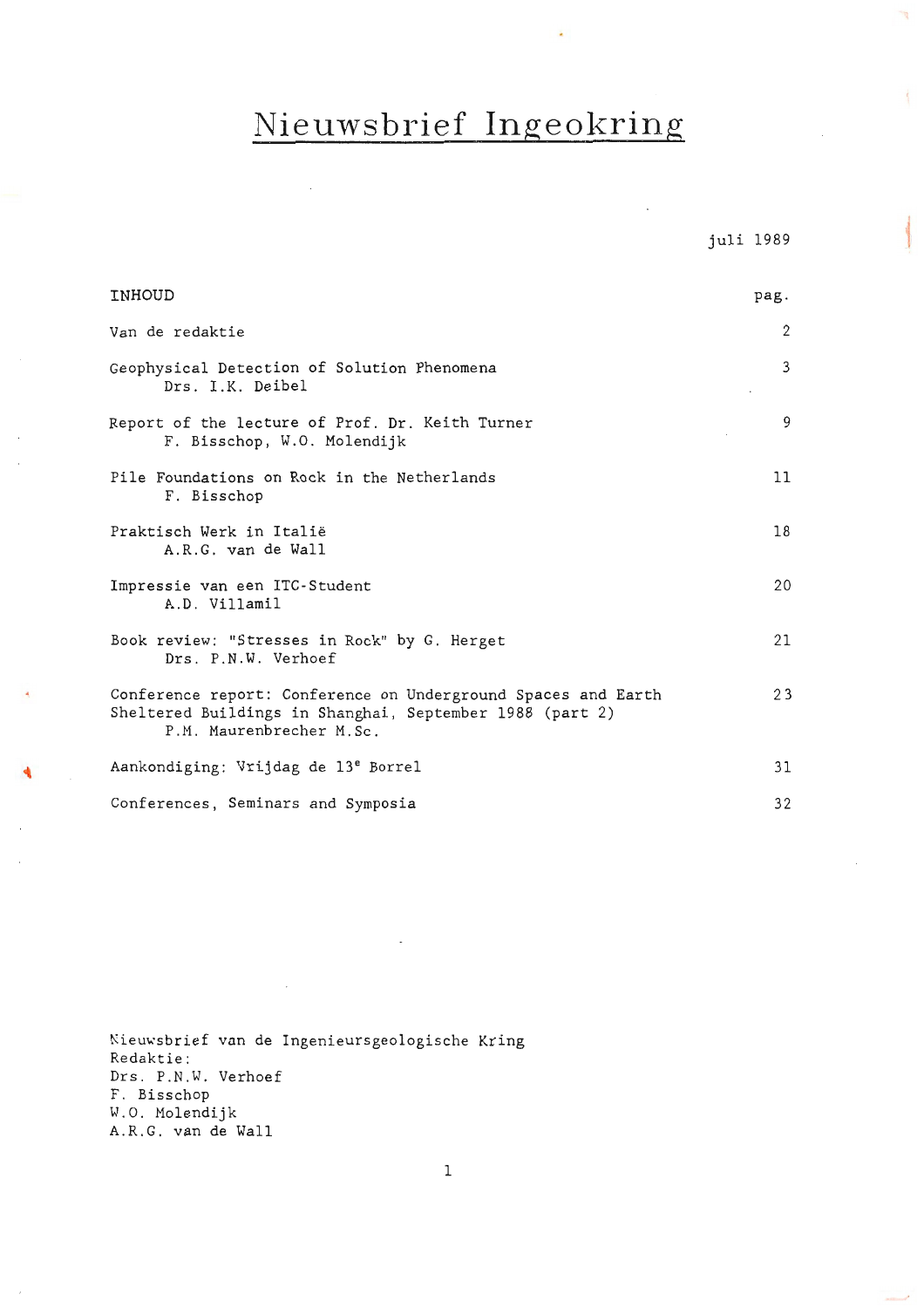# Nieuwsbrief Ingeokring

juli 1989

| INHOUD | pag. |
| --- | --- |
| Van de redaktie | 2 |
| Geophysical Detection of Solution Phenomena<br>Drs. I.K. Deibel | 3 |
| Report of the lecture of Prof. Dr. Keith Turner<br>F. Bisschop, W.O. Molendijk | 9 |
| Pile Foundations on Rock in the Netherlands<br>F. Bisschop | 11 |
| Praktisch Werk in Italië<br>A.R.G. van de Wall | 18 |
| Impressie van een ITC-Student<br>A.D. Villamil | 20 |
| Book review: "Stresses in Rock" by G. Herget<br>Drs. P.N.W. Verhoef | 21 |
| Conference report: Conference on Underground Spaces and Earth Sheltered Buildings in Shanghai, September 1988 (part 2)<br>P.M. Maurenbrecher M.Sc. | 23 |
| Aankondiging: Vrijdag de 13e Borrel | 31 |
| Conferences, Seminars and Symposia | 32 |

Nieuwsbrief van de Ingenieursgeologische Kring
Redaktie:
Drs. P.N.W. Verhoef
F. Bisschop
W.O. Molendijk
A.R.G. van de Wall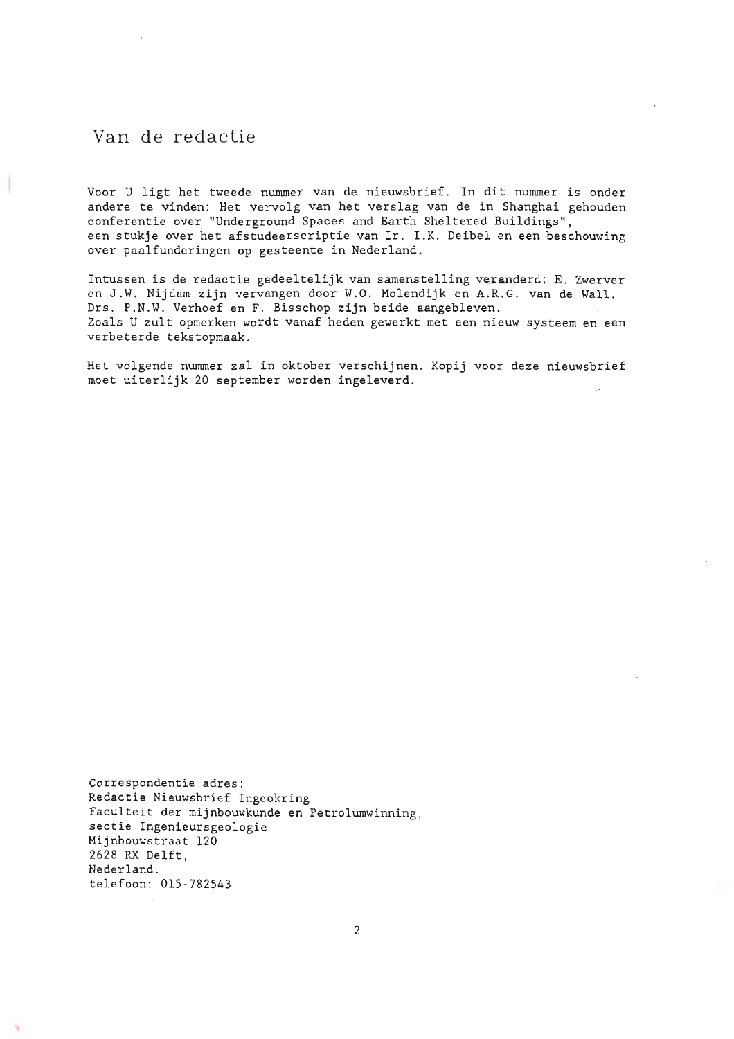# Van de redactie

Voor U ligt het tweede nummer van de nieuwsbrief. In dit nummer is onder andere te vinden: Het vervolg van het verslag van de in Shanghai gehouden conferentie over "Underground Spaces and Earth Sheltered Buildings", een stukje over het afstudeerscriptie van Ir. I.K. Deibel en een beschouwing over paalfunderingen op gesteente in Nederland.

Intussen is de redactie gedeeltelijk van samenstelling veranderd: E. Zwerver en J.W. Nijdam zijn vervangen door W.O. Molendijk en A.R.G. van de Wall. Drs. P.N.W. Verhoef en F. Bisschop zijn beide aangebleven.
Zoals U zult opmerken wordt vanaf heden gewerkt met een nieuw systeem en een verbeterde tekstopmaak.

Het volgende nummer zal in oktober verschijnen. Kopij voor deze nieuwsbrief moet uiterlijk 20 september worden ingeleverd.

Correspondentie adres:
Redactie Nieuwsbrief Ingeokring
Faculteit der mijnbouwkunde en Petrolumwinning,
sectie Ingenieursgeologie
Mijnbouwstraat 120
2628 RX Delft,
Nederland.
telefoon: 015-782543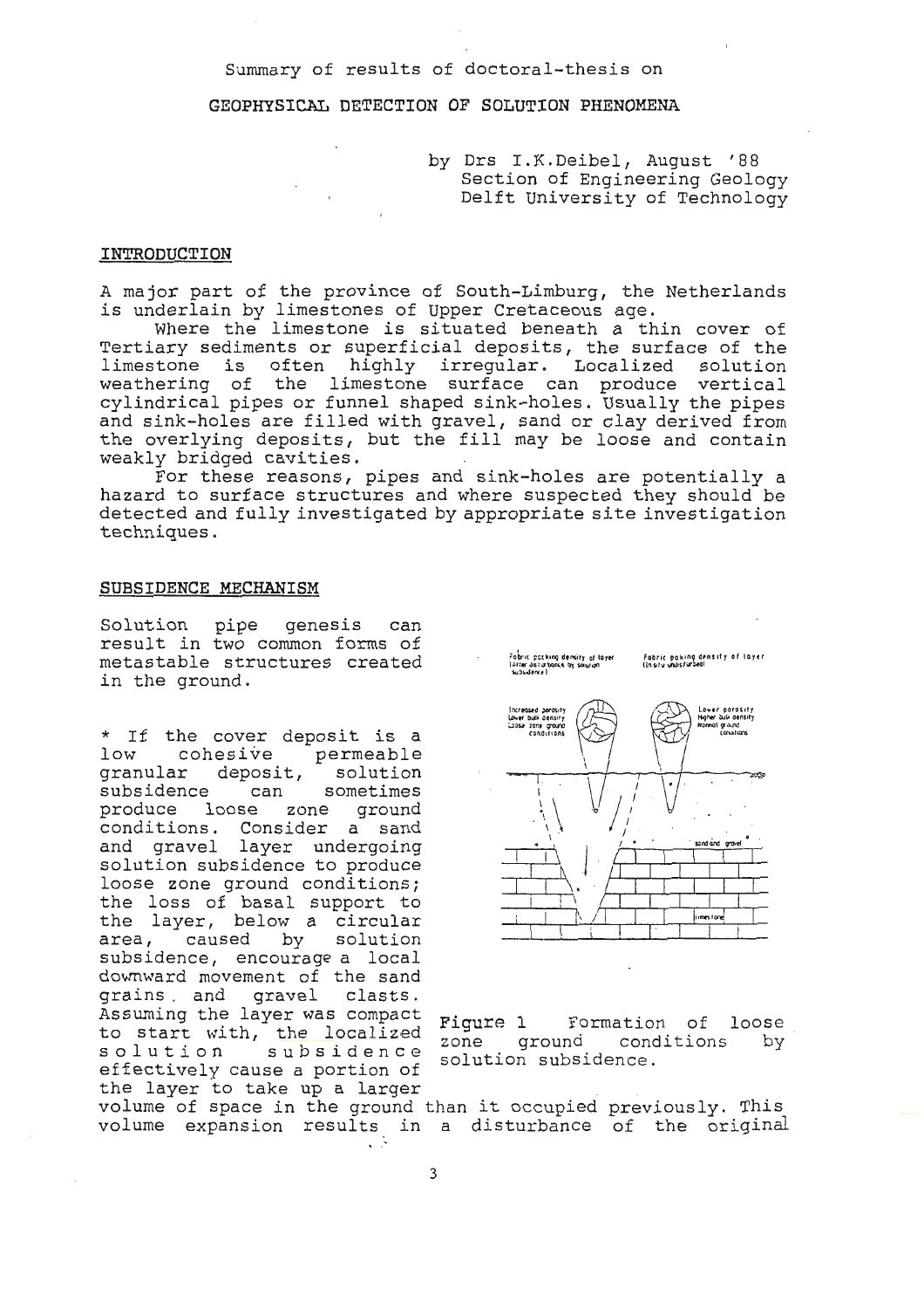Summary of results of doctoral-thesis on

# GEOPHYSICAL DETECTION OF SOLUTION PHENOMENA

by Drs I.K.Deibel, August '88
Section of Engineering Geology
Delft University of Technology

## INTRODUCTION

A major part of the province of South-Limburg, the Netherlands is underlain by limestones of Upper Cretaceous age.

Where the limestone is situated beneath a thin cover of Tertiary sediments or superficial deposits, the surface of the limestone is often highly irregular. Localized solution weathering of the limestone surface can produce vertical cylindrical pipes or funnel shaped sink-holes. Usually the pipes and sink-holes are filled with gravel, sand or clay derived from the overlying deposits, but the fill may be loose and contain weakly bridged cavities.

For these reasons, pipes and sink-holes are potentially a hazard to surface structures and where suspected they should be detected and fully investigated by appropriate site investigation techniques.

## SUBSIDENCE MECHANISM

Solution pipe genesis can result in two common forms of metastable structures created in the ground.

* If the cover deposit is a low cohesive permeable granular deposit, solution subsidence can sometimes produce loose zone ground conditions. Consider a sand and gravel layer undergoing solution subsidence to produce loose zone ground conditions; the loss of basal support to the layer, below a circular area, caused by solution subsidence, encourage a local downward movement of the sand grains and gravel clasts. Assuming the layer was compact to start with, the localized solution subsidence effectively cause a portion of the layer to take up a larger volume of space in the ground than it occupied previously. This volume expansion results in a disturbance of the original

Figure 1 Formation of loose zone ground conditions by solution subsidence.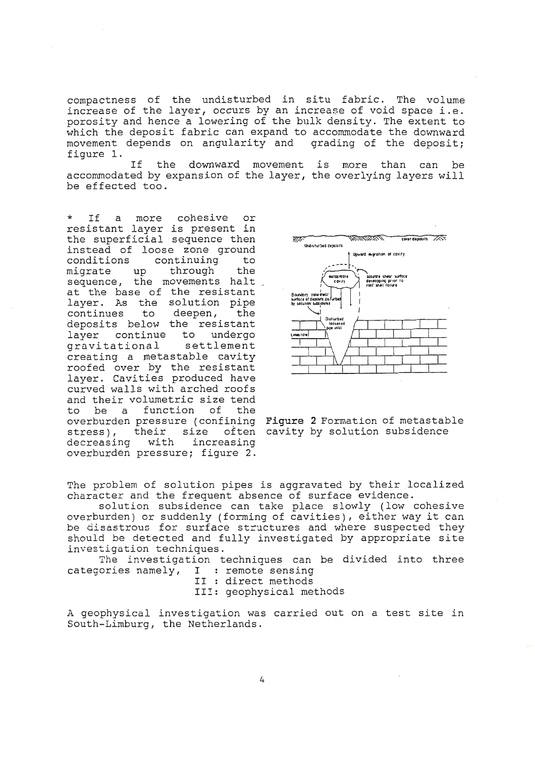compactness of the undisturbed in situ fabric. The volume increase of the layer, occurs by an increase of void space i.e. porosity and hence a lowering of the bulk density. The extent to which the deposit fabric can expand to accommodate the downward movement depends on angularity and grading of the deposit; figure 1.

If the downward movement is more than can be accommodated by expansion of the layer, the overlying layers will be effected too.

* If a more cohesive or resistant layer is present in the superficial sequence then instead of loose zone ground conditions continuing to migrate up through the sequence, the movements halt at the base of the resistant layer. As the solution pipe continues to deepen, the deposits below the resistant layer continue to undergo gravitational settlement creating a metastable cavity roofed over by the resistant layer. Cavities produced have curved walls with arched roofs and their volumetric size tend to be a function of the overburden pressure (confining stress), their size often decreasing with increasing overburden pressure; figure 2.

**Figure 2** Formation of metastable cavity by solution subsidence

The problem of solution pipes is aggravated by their localized character and the frequent absence of surface evidence.

solution subsidence can take place slowly (low cohesive overburden) or suddenly (forming of cavities), either way it can be disastrous for surface structures and where suspected they should be detected and fully investigated by appropriate site investigation techniques.

The investigation techniques can be divided into three categories namely,
I : remote sensing
II : direct methods
III: geophysical methods

A geophysical investigation was carried out on a test site in South-Limburg, the Netherlands.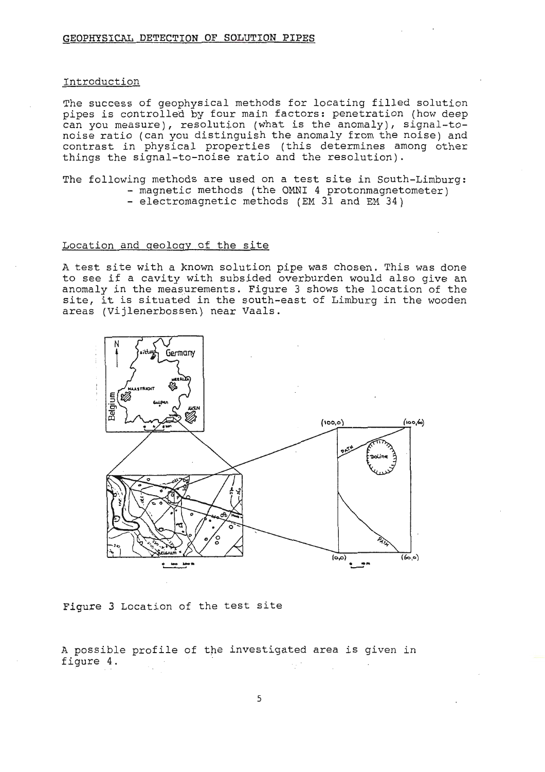GEOPHYSICAL DETECTION OF SOLUTION PIPES

## Introduction

The success of geophysical methods for locating filled solution pipes is controlled by four main factors: penetration (how deep can you measure), resolution (what is the anomaly), signal-to-noise ratio (can you distinguish the anomaly from the noise) and contrast in physical properties (this determines among other things the signal-to-noise ratio and the resolution).

The following methods are used on a test site in South-Limburg:

- magnetic methods (the OMNI 4 protonmagnetometer)
- electromagnetic methods (EM 31 and EM 34)

## Location and geology of the site

A test site with a known solution pipe was chosen. This was done to see if a cavity with subsided overburden would also give an anomaly in the measurements. Figure 3 shows the location of the site, it is situated in the south-east of Limburg in the wooden areas (Vijlenerbossen) near Vaals.

Figure 3 Location of the test site

A possible profile of the investigated area is given in figure 4.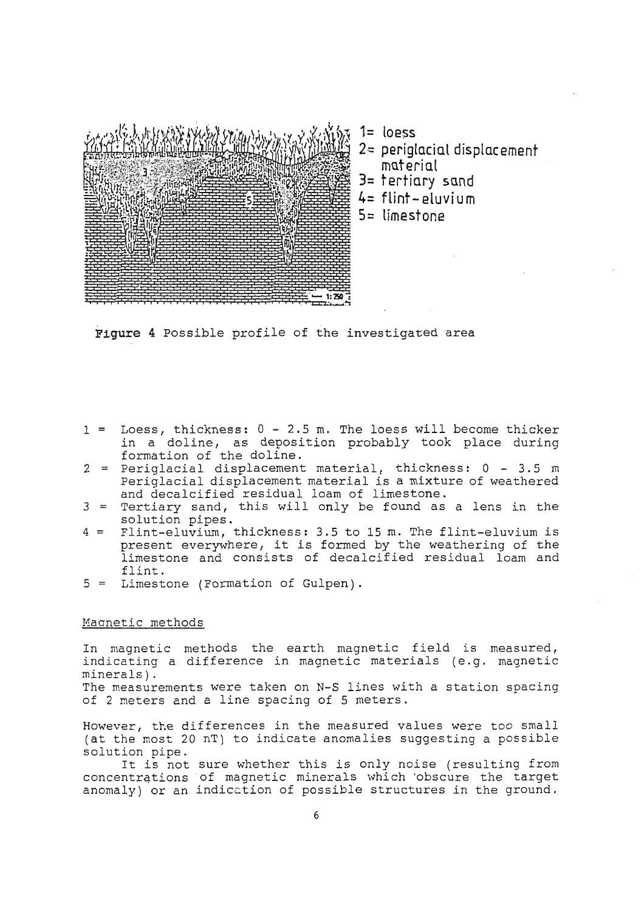1= loess
2= periglacial displacement material
3= tertiary sand
4= flint-eluvium
5= limestone

**Figure 4** Possible profile of the investigated area

1 = Loess, thickness: 0 - 2.5 m. The loess will become thicker in a doline, as deposition probably took place during formation of the doline.
2 = Periglacial displacement material, thickness: 0 - 3.5 m Periglacial displacement material is a mixture of weathered and decalcified residual loam of limestone.
3 = Tertiary sand, this will only be found as a lens in the solution pipes.
4 = Flint-eluvium, thickness: 3.5 to 15 m. The flint-eluvium is present everywhere, it is formed by the weathering of the limestone and consists of decalcified residual loam and flint.
5 = Limestone (Formation of Gulpen).

## Magnetic methods

In magnetic methods the earth magnetic field is measured, indicating a difference in magnetic materials (e.g. magnetic minerals).
The measurements were taken on N-S lines with a station spacing of 2 meters and a line spacing of 5 meters.

However, the differences in the measured values were too small (at the most 20 nT) to indicate anomalies suggesting a possible solution pipe.
It is not sure whether this is only noise (resulting from concentrations of magnetic minerals which obscure the target anomaly) or an indication of possible structures in the ground.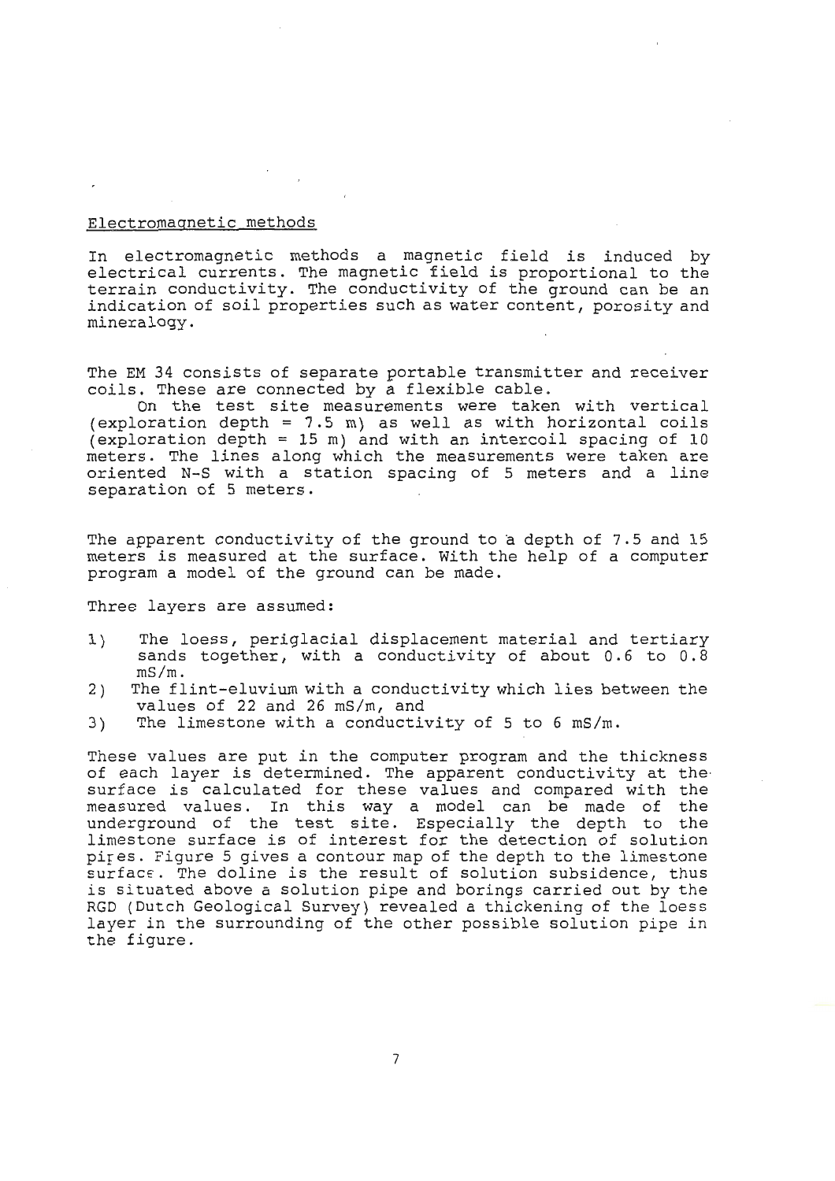## Electromagnetic methods

In electromagnetic methods a magnetic field is induced by electrical currents. The magnetic field is proportional to the terrain conductivity. The conductivity of the ground can be an indication of soil properties such as water content, porosity and mineralogy.

The EM 34 consists of separate portable transmitter and receiver coils. These are connected by a flexible cable.

On the test site measurements were taken with vertical (exploration depth = 7.5 m) as well as with horizontal coils (exploration depth = 15 m) and with an intercoil spacing of 10 meters. The lines along which the measurements were taken are oriented N-S with a station spacing of 5 meters and a line separation of 5 meters.

The apparent conductivity of the ground to a depth of 7.5 and 15 meters is measured at the surface. With the help of a computer program a model of the ground can be made.

Three layers are assumed:

1) The loess, periglacial displacement material and tertiary sands together, with a conductivity of about 0.6 to 0.8 mS/m.
2) The flint-eluvium with a conductivity which lies between the values of 22 and 26 mS/m, and
3) The limestone with a conductivity of 5 to 6 mS/m.

These values are put in the computer program and the thickness of each layer is determined. The apparent conductivity at the surface is calculated for these values and compared with the measured values. In this way a model can be made of the underground of the test site. Especially the depth to the limestone surface is of interest for the detection of solution pipes. Figure 5 gives a contour map of the depth to the limestone surface. The doline is the result of solution subsidence, thus is situated above a solution pipe and borings carried out by the RGD (Dutch Geological Survey) revealed a thickening of the loess layer in the surrounding of the other possible solution pipe in the figure.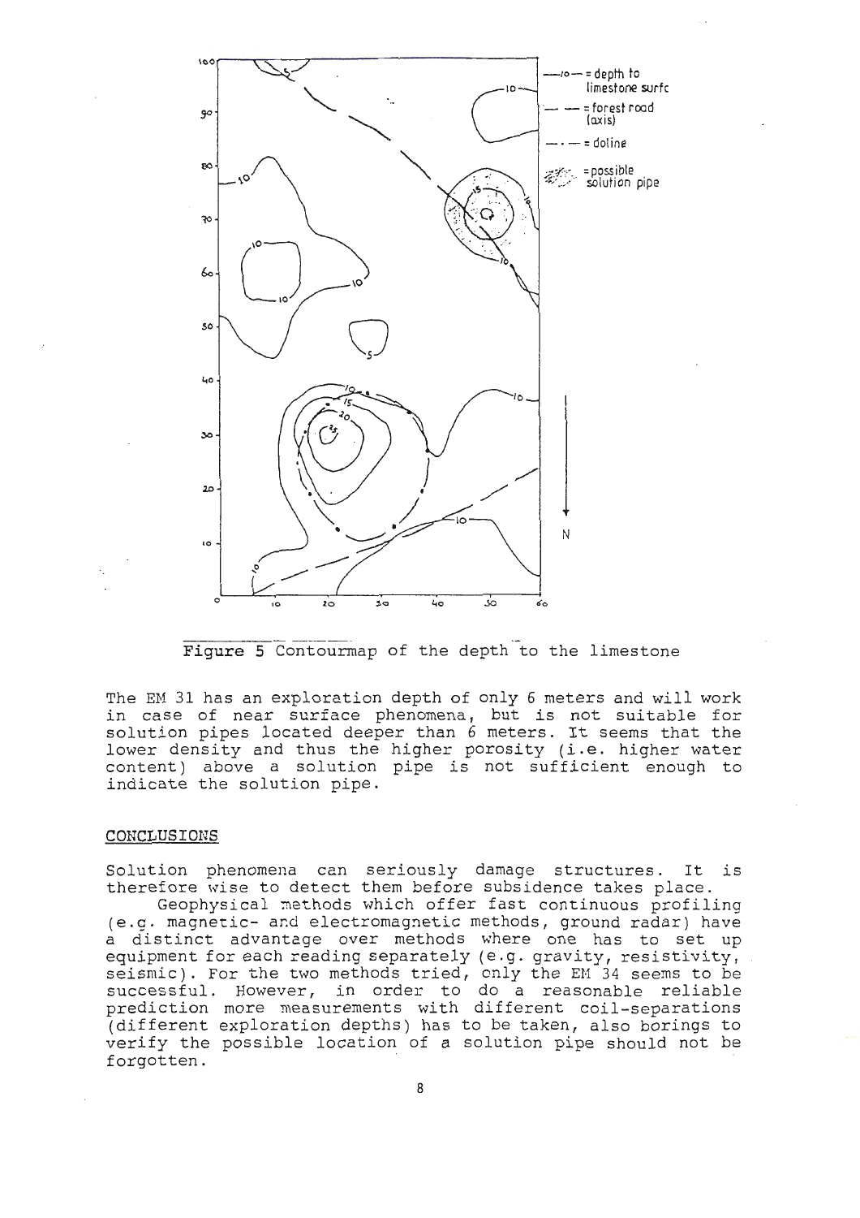Figure 5 Contourmap of the depth to the limestone

The EM 31 has an exploration depth of only 6 meters and will work in case of near surface phenomena, but is not suitable for solution pipes located deeper than 6 meters. It seems that the lower density and thus the higher porosity (i.e. higher water content) above a solution pipe is not sufficient enough to indicate the solution pipe.

## CONCLUSIONS

Solution phenomena can seriously damage structures. It is therefore wise to detect them before subsidence takes place.

Geophysical methods which offer fast continuous profiling (e.g. magnetic- and electromagnetic methods, ground radar) have a distinct advantage over methods where one has to set up equipment for each reading separately (e.g. gravity, resistivity, seismic). For the two methods tried, only the EM 34 seems to be successful. However, in order to do a reasonable reliable prediction more measurements with different coil-separations (different exploration depths) has to be taken, also borings to verify the possible location of a solution pipe should not be forgotten.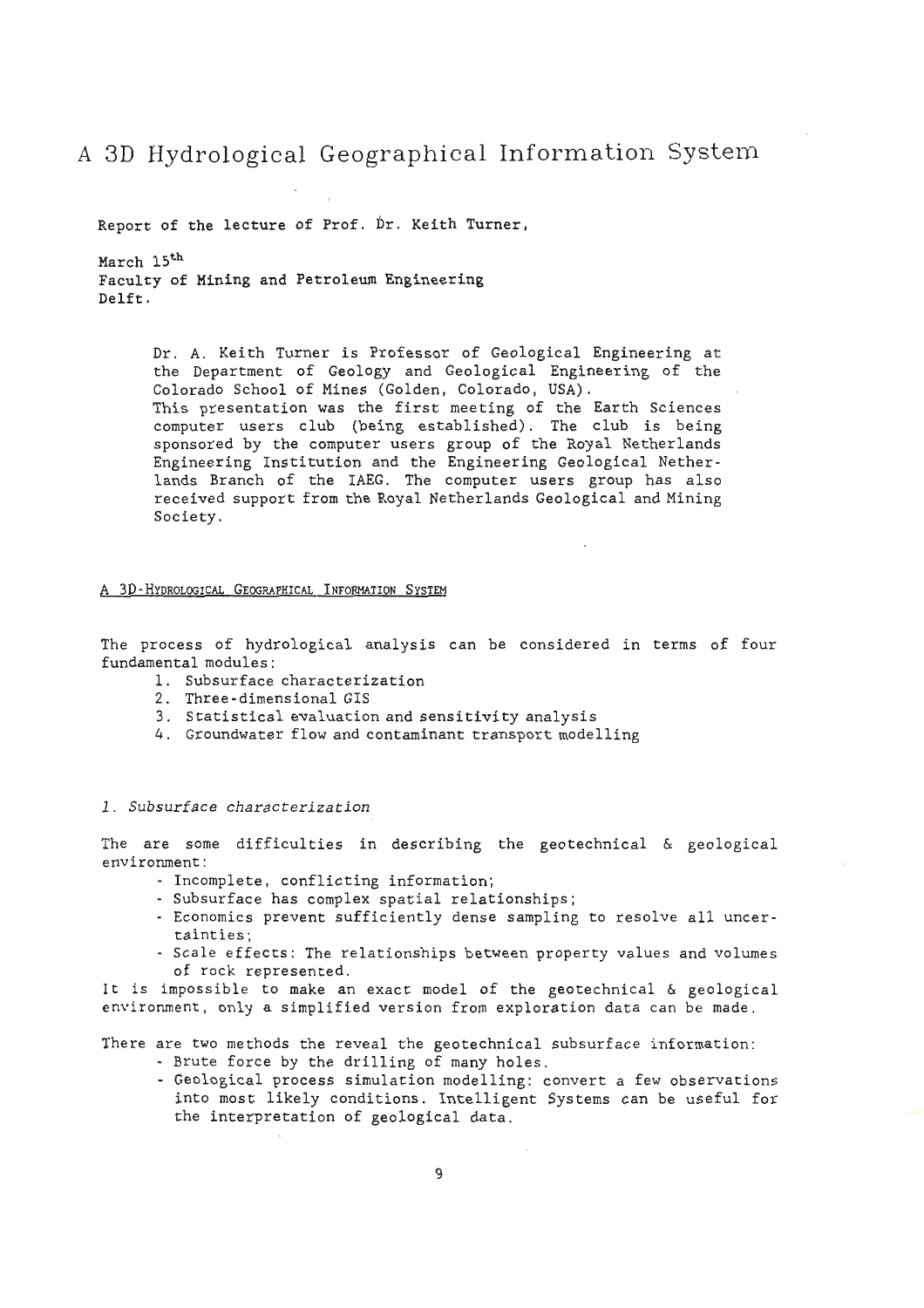# A 3D Hydrological Geographical Information System

Report of the lecture of Prof. Dr. Keith Turner,

March 15th
Faculty of Mining and Petroleum Engineering
Delft.

> Dr. A. Keith Turner is Professor of Geological Engineering at the Department of Geology and Geological Engineering of the Colorado School of Mines (Golden, Colorado, USA).
> This presentation was the first meeting of the Earth Sciences computer users club (being established). The club is being sponsored by the computer users group of the Royal Netherlands Engineering Institution and the Engineering Geological Netherlands Branch of the IAEG. The computer users group has also received support from the Royal Netherlands Geological and Mining Society.

## A 3D-HYDROLOGICAL GEOGRAPHICAL INFORMATION SYSTEM

The process of hydrological analysis can be considered in terms of four fundamental modules:

1. Subsurface characterization
2. Three-dimensional GIS
3. Statistical evaluation and sensitivity analysis
4. Groundwater flow and contaminant transport modelling

### *1. Subsurface characterization*

The are some difficulties in describing the geotechnical & geological environment:

- Incomplete, conflicting information;
- Subsurface has complex spatial relationships;
- Economics prevent sufficiently dense sampling to resolve all uncertainties;
- Scale effects: The relationships between property values and volumes of rock represented.

It is impossible to make an exact model of the geotechnical & geological environment, only a simplified version from exploration data can be made.

There are two methods the reveal the geotechnical subsurface information:

- Brute force by the drilling of many holes.
- Geological process simulation modelling: convert a few observations into most likely conditions. Intelligent Systems can be useful for the interpretation of geological data.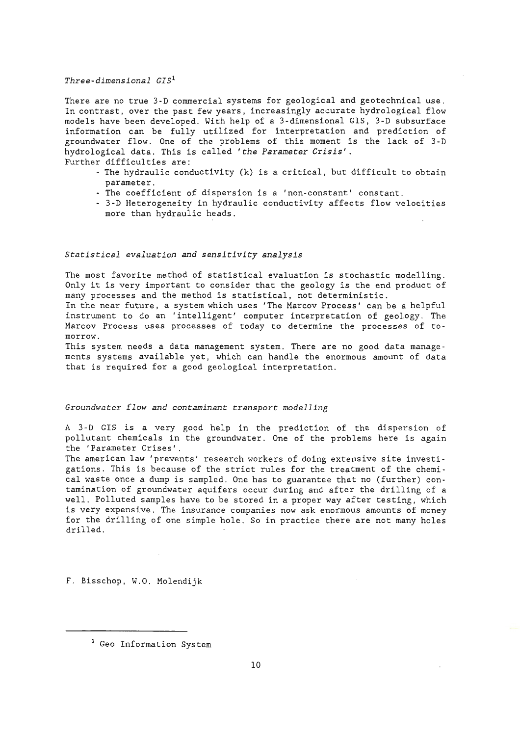*Three-dimensional GIS*[1]

There are no true 3-D commercial systems for geological and geotechnical use. In contrast, over the past few years, increasingly accurate hydrological flow models have been developed. With help of a 3-dimensional GIS, 3-D subsurface information can be fully utilized for interpretation and prediction of groundwater flow. One of the problems of this moment is the lack of 3-D hydrological data. This is called '*the Parameter Crisis*'.
Further difficulties are:

- The hydraulic conductivity (k) is a critical, but difficult to obtain parameter.
- The coefficient of dispersion is a 'non-constant' constant.
- 3-D Heterogeneity in hydraulic conductivity affects flow velocities more than hydraulic heads.

*Statistical evaluation and sensitivity analysis*

The most favorite method of statistical evaluation is stochastic modelling. Only it is very important to consider that the geology is the end product of many processes and the method is statistical, not deterministic.
In the near future, a system which uses 'The Marcov Process' can be a helpful instrument to do an 'intelligent' computer interpretation of geology. The Marcov Process uses processes of today to determine the processes of tomorrow.
This system needs a data management system. There are no good data managements systems available yet, which can handle the enormous amount of data that is required for a good geological interpretation.

*Groundwater flow and contaminant transport modelling*

A 3-D GIS is a very good help in the prediction of the dispersion of pollutant chemicals in the groundwater. One of the problems here is again the 'Parameter Crises'.
The american law 'prevents' research workers of doing extensive site investigations. This is because of the strict rules for the treatment of the chemical waste once a dump is sampled. One has to guarantee that no (further) contamination of groundwater aquifers occur during and after the drilling of a well. Polluted samples have to be stored in a proper way after testing, which is very expensive. The insurance companies now ask enormous amounts of money for the drilling of one simple hole. So in practice there are not many holes drilled.

F. Bisschop, W.O. Molendijk

[1] Geo Information System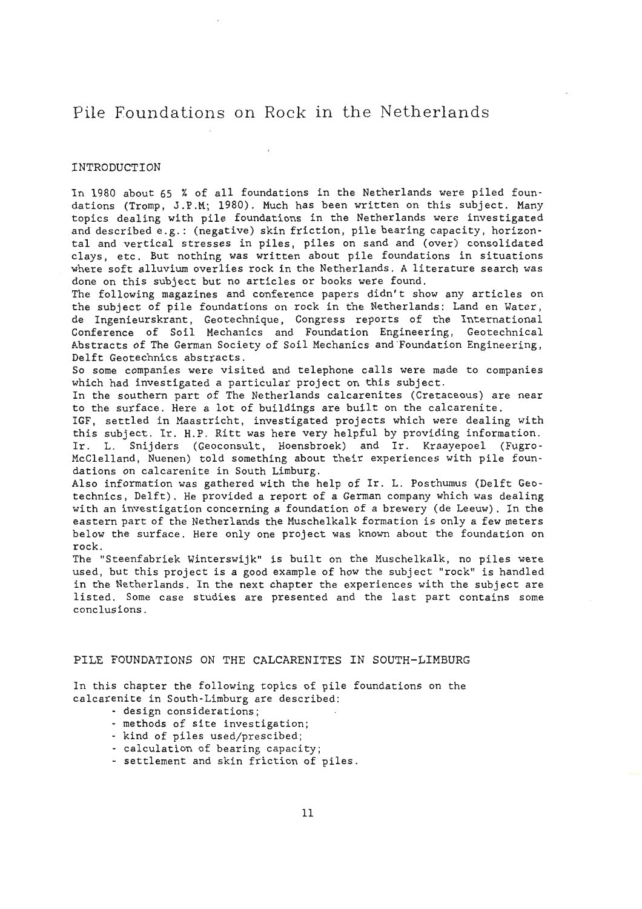# Pile Foundations on Rock in the Netherlands

## INTRODUCTION

In 1980 about 65 % of all foundations in the Netherlands were piled foundations (Tromp, J.P.M; 1980). Much has been written on this subject. Many topics dealing with pile foundations in the Netherlands were investigated and described e.g.: (negative) skin friction, pile bearing capacity, horizontal and vertical stresses in piles, piles on sand and (over) consolidated clays, etc. But nothing was written about pile foundations in situations where soft alluvium overlies rock in the Netherlands. A literature search was done on this subject but no articles or books were found.

The following magazines and conference papers didn't show any articles on the subject of pile foundations on rock in the Netherlands: Land en Water, de Ingenieurskrant, Geotechnique, Congress reports of the International Conference of Soil Mechanics and Foundation Engineering, Geotechnical Abstracts of The German Society of Soil Mechanics and Foundation Engineering, Delft Geotechnics abstracts.

So some companies were visited and telephone calls were made to companies which had investigated a particular project on this subject.

In the southern part of The Netherlands calcarenites (Cretaceous) are near to the surface. Here a lot of buildings are built on the calcarenite.

IGF, settled in Maastricht, investigated projects which were dealing with this subject. Ir. H.P. Ritt was here very helpful by providing information. Ir. L. Snijders (Geoconsult, Hoensbroek) and Ir. Kraayepoel (Fugro-McClelland, Nuenen) told something about their experiences with pile foundations on calcarenite in South Limburg.

Also information was gathered with the help of Ir. L. Posthumus (Delft Geotechnics, Delft). He provided a report of a German company which was dealing with an investigation concerning a foundation of a brewery (de Leeuw). In the eastern part of the Netherlands the Muschelkalk formation is only a few meters below the surface. Here only one project was known about the foundation on rock.

The "Steenfabriek Winterswijk" is built on the Muschelkalk, no piles were used, but this project is a good example of how the subject "rock" is handled in the Netherlands. In the next chapter the experiences with the subject are listed. Some case studies are presented and the last part contains some conclusions.

## PILE FOUNDATIONS ON THE CALCARENITES IN SOUTH-LIMBURG

In this chapter the following topics of pile foundations on the calcarenite in South-Limburg are described:

- design considerations;
- methods of site investigation;
- kind of piles used/prescibed;
- calculation of bearing capacity;
- settlement and skin friction of piles.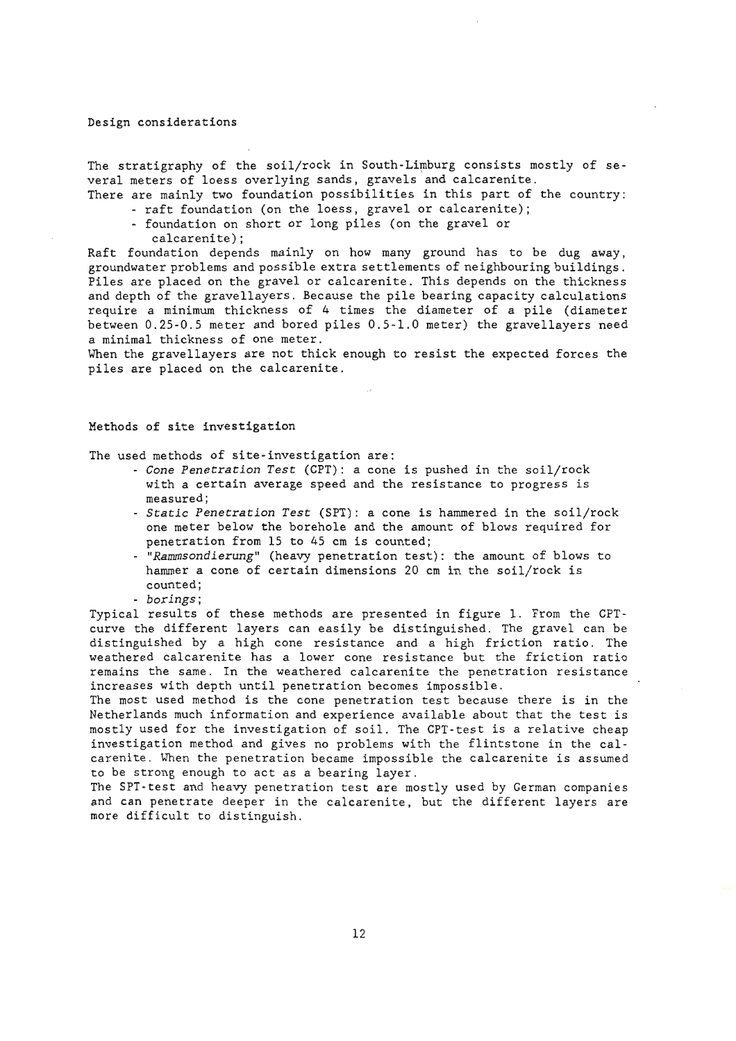## Design considerations

The stratigraphy of the soil/rock in South-Limburg consists mostly of several meters of loess overlying sands, gravels and calcarenite.
There are mainly two foundation possibilities in this part of the country:

- raft foundation (on the loess, gravel or calcarenite);
- foundation on short or long piles (on the gravel or calcarenite);

Raft foundation depends mainly on how many ground has to be dug away, groundwater problems and possible extra settlements of neighbouring buildings. Piles are placed on the gravel or calcarenite. This depends on the thickness and depth of the gravellayers. Because the pile bearing capacity calculations require a minimum thickness of 4 times the diameter of a pile (diameter between 0.25-0.5 meter and bored piles 0.5-1.0 meter) the gravellayers need a minimal thickness of one meter.
When the gravellayers are not thick enough to resist the expected forces the piles are placed on the calcarenite.

## Methods of site investigation

The used methods of site-investigation are:

- *Cone Penetration Test* (CPT): a cone is pushed in the soil/rock with a certain average speed and the resistance to progress is measured;
- *Static Penetration Test* (SPT): a cone is hammered in the soil/rock one meter below the borehole and the amount of blows required for penetration from 15 to 45 cm is counted;
- "*Rammsondierung*" (heavy penetration test): the amount of blows to hammer a cone of certain dimensions 20 cm in the soil/rock is counted;
- *borings*;

Typical results of these methods are presented in figure 1. From the CPT-curve the different layers can easily be distinguished. The gravel can be distinguished by a high cone resistance and a high friction ratio. The weathered calcarenite has a lower cone resistance but the friction ratio remains the same. In the weathered calcarenite the penetration resistance increases with depth until penetration becomes impossible.
The most used method is the cone penetration test because there is in the Netherlands much information and experience available about that the test is mostly used for the investigation of soil. The CPT-test is a relative cheap investigation method and gives no problems with the flintstone in the calcarenite. When the penetration became impossible the calcarenite is assumed to be strong enough to act as a bearing layer.
The SPT-test and heavy penetration test are mostly used by German companies and can penetrate deeper in the calcarenite, but the different layers are more difficult to distinguish.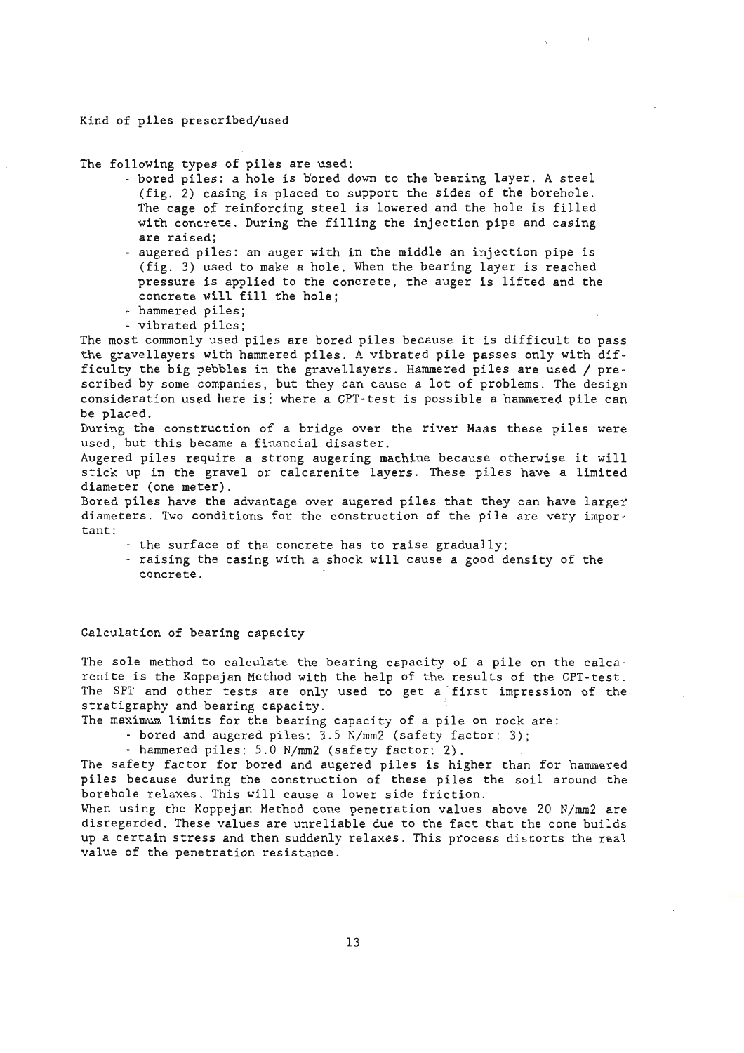## Kind of piles prescribed/used

The following types of piles are used:

- bored piles: a hole is bored down to the bearing layer. A steel (fig. 2) casing is placed to support the sides of the borehole. The cage of reinforcing steel is lowered and the hole is filled with concrete. During the filling the injection pipe and casing are raised;
- augered piles: an auger with in the middle an injection pipe is (fig. 3) used to make a hole. When the bearing layer is reached pressure is applied to the concrete, the auger is lifted and the concrete will fill the hole;
- hammered piles;
- vibrated piles;

The most commonly used piles are bored piles because it is difficult to pass the gravellayers with hammered piles. A vibrated pile passes only with difficulty the big pebbles in the gravellayers. Hammered piles are used / prescribed by some companies, but they can cause a lot of problems. The design consideration used here is: where a CPT-test is possible a hammered pile can be placed.

During the construction of a bridge over the river Maas these piles were used, but this became a financial disaster.

Augered piles require a strong augering machine because otherwise it will stick up in the gravel or calcarenite layers. These piles have a limited diameter (one meter).

Bored piles have the advantage over augered piles that they can have larger diameters. Two conditions for the construction of the pile are very important:

- the surface of the concrete has to raise gradually;
- raising the casing with a shock will cause a good density of the concrete.

## Calculation of bearing capacity

The sole method to calculate the bearing capacity of a pile on the calcarenite is the Koppejan Method with the help of the results of the CPT-test. The SPT and other tests are only used to get a first impression of the stratigraphy and bearing capacity.

The maximum limits for the bearing capacity of a pile on rock are:

- bored and augered piles: 3.5 N/mm2 (safety factor: 3);
- hammered piles: 5.0 N/mm2 (safety factor: 2).

The safety factor for bored and augered piles is higher than for hammered piles because during the construction of these piles the soil around the borehole relaxes. This will cause a lower side friction.

When using the Koppejan Method cone penetration values above 20 N/mm2 are disregarded. These values are unreliable due to the fact that the cone builds up a certain stress and then suddenly relaxes. This process distorts the real value of the penetration resistance.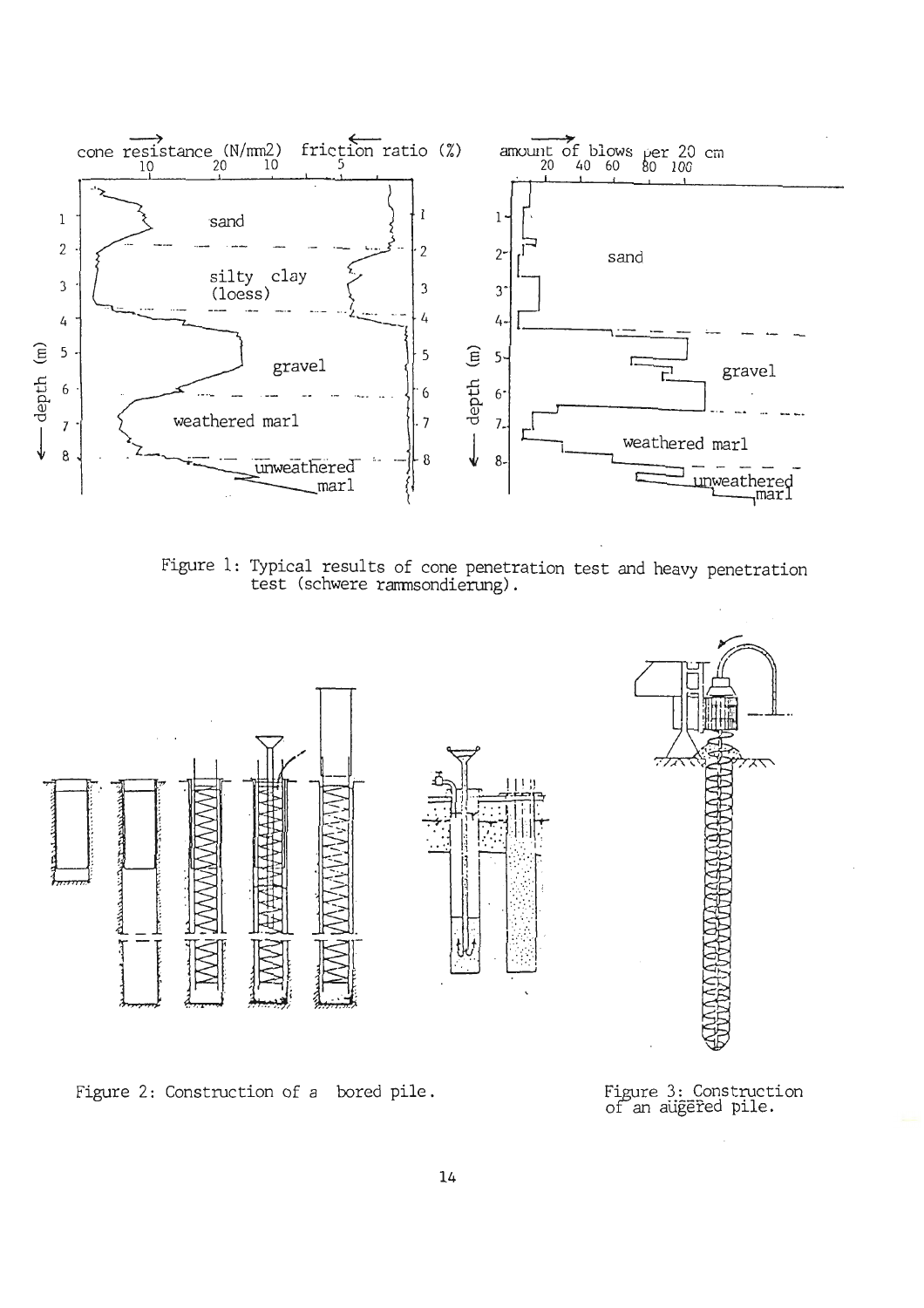Figure 1: Typical results of cone penetration test and heavy penetration test (schwere rammsondierung).

Figure 2: Construction of a bored pile.

Figure 3: Construction of an augered pile.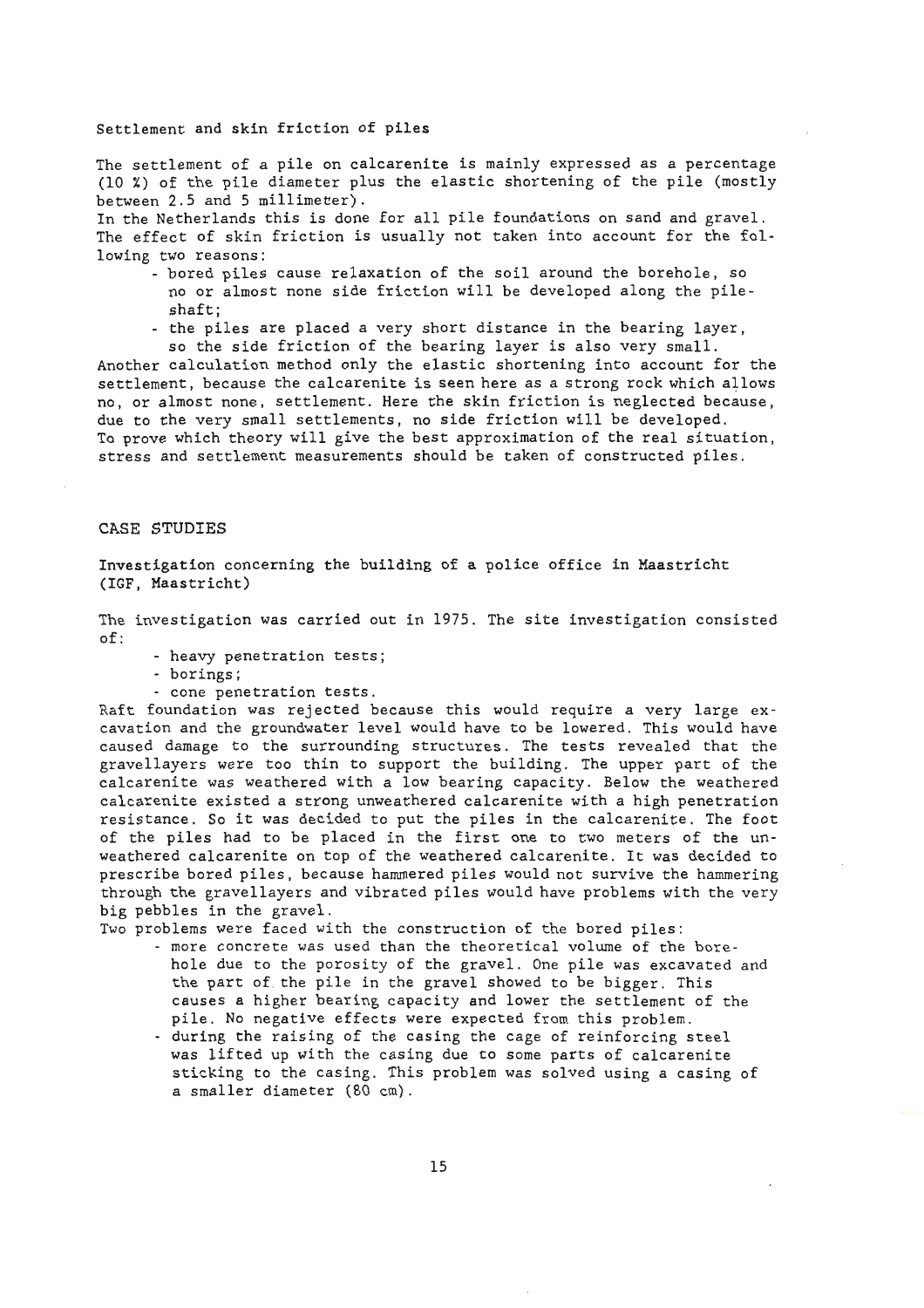### Settlement and skin friction of piles

The settlement of a pile on calcarenite is mainly expressed as a percentage (10 %) of the pile diameter plus the elastic shortening of the pile (mostly between 2.5 and 5 millimeter).
In the Netherlands this is done for all pile foundations on sand and gravel. The effect of skin friction is usually not taken into account for the following two reasons:

- bored piles cause relaxation of the soil around the borehole, so no or almost none side friction will be developed along the pile-shaft;
- the piles are placed a very short distance in the bearing layer, so the side friction of the bearing layer is also very small.

Another calculation method only the elastic shortening into account for the settlement, because the calcarenite is seen here as a strong rock which allows no, or almost none, settlement. Here the skin friction is neglected because, due to the very small settlements, no side friction will be developed.
To prove which theory will give the best approximation of the real situation, stress and settlement measurements should be taken of constructed piles.

## CASE STUDIES

### Investigation concerning the building of a police office in Maastricht (IGF, Maastricht)

The investigation was carried out in 1975. The site investigation consisted of:

- heavy penetration tests;
- borings;
- cone penetration tests.

Raft foundation was rejected because this would require a very large excavation and the groundwater level would have to be lowered. This would have caused damage to the surrounding structures. The tests revealed that the gravellayers were too thin to support the building. The upper part of the calcarenite was weathered with a low bearing capacity. Below the weathered calcarenite existed a strong unweathered calcarenite with a high penetration resistance. So it was decided to put the piles in the calcarenite. The foot of the piles had to be placed in the first one to two meters of the unweathered calcarenite on top of the weathered calcarenite. It was decided to prescribe bored piles, because hammered piles would not survive the hammering through the gravellayers and vibrated piles would have problems with the very big pebbles in the gravel.
Two problems were faced with the construction of the bored piles:

- more concrete was used than the theoretical volume of the borehole due to the porosity of the gravel. One pile was excavated and the part of the pile in the gravel showed to be bigger. This causes a higher bearing capacity and lower the settlement of the pile. No negative effects were expected from this problem.
- during the raising of the casing the cage of reinforcing steel was lifted up with the casing due to some parts of calcarenite sticking to the casing. This problem was solved using a casing of a smaller diameter (80 cm).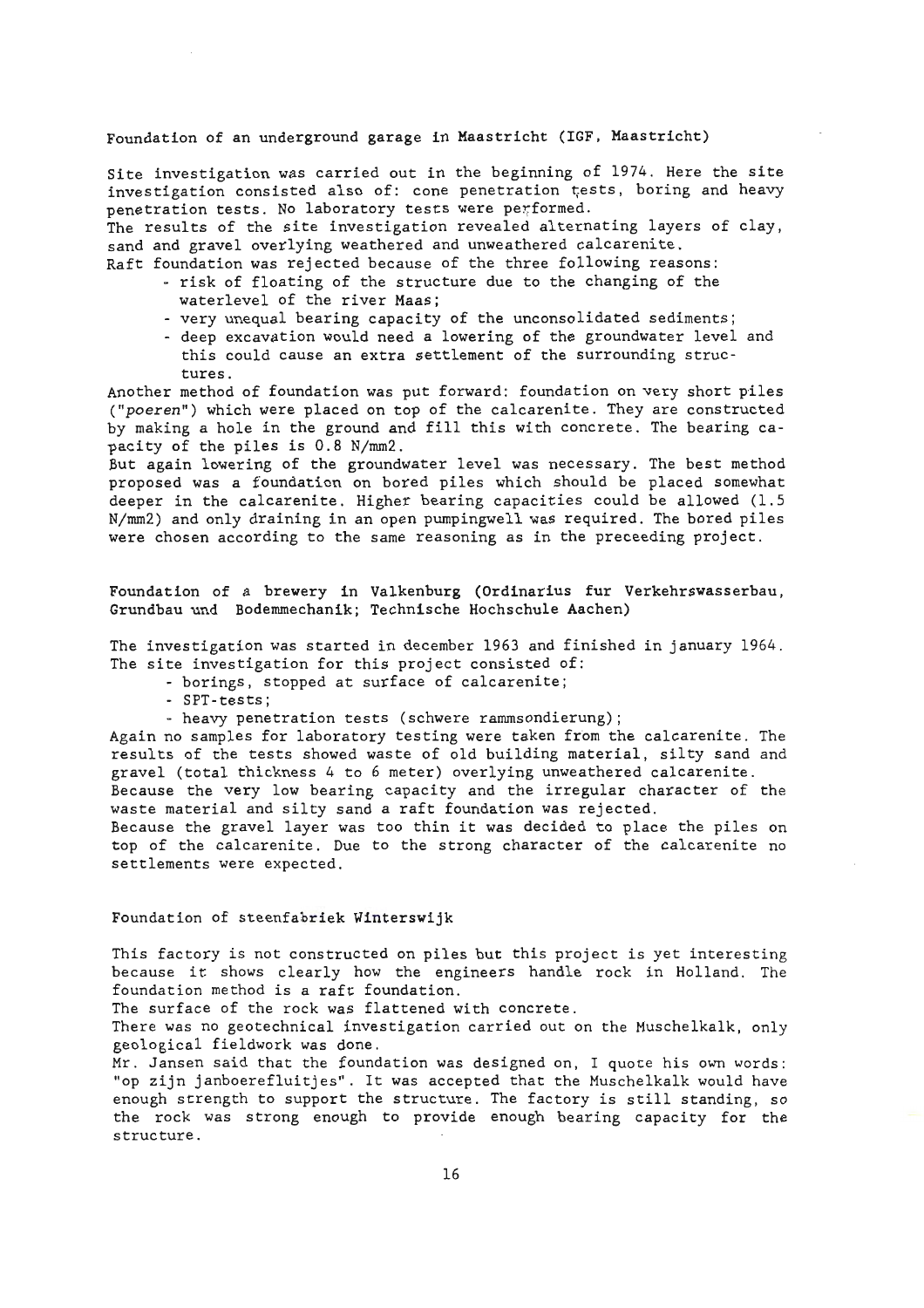Foundation of an underground garage in Maastricht (IGF, Maastricht)

Site investigation was carried out in the beginning of 1974. Here the site investigation consisted also of: cone penetration tests, boring and heavy penetration tests. No laboratory tests were performed.

The results of the site investigation revealed alternating layers of clay, sand and gravel overlying weathered and unweathered calcarenite.

Raft foundation was rejected because of the three following reasons:

- risk of floating of the structure due to the changing of the waterlevel of the river Maas;
- very unequal bearing capacity of the unconsolidated sediments;
- deep excavation would need a lowering of the groundwater level and this could cause an extra settlement of the surrounding structures.

Another method of foundation was put forward: foundation on very short piles (*"poeren"*) which were placed on top of the calcarenite. They are constructed by making a hole in the ground and fill this with concrete. The bearing capacity of the piles is 0.8 N/mm2.

But again lowering of the groundwater level was necessary. The best method proposed was a foundation on bored piles which should be placed somewhat deeper in the calcarenite. Higher bearing capacities could be allowed (1.5 N/mm2) and only draining in an open pumpingwell was required. The bored piles were chosen according to the same reasoning as in the preceeding project.

Foundation of a brewery in Valkenburg (Ordinarius fur Verkehrswasserbau, Grundbau und Bodemmechanik; Technische Hochschule Aachen)

The investigation was started in december 1963 and finished in january 1964. The site investigation for this project consisted of:

- borings, stopped at surface of calcarenite;
- SPT-tests;
- heavy penetration tests (schwere rammsondierung);

Again no samples for laboratory testing were taken from the calcarenite. The results of the tests showed waste of old building material, silty sand and gravel (total thickness 4 to 6 meter) overlying unweathered calcarenite.

Because the very low bearing capacity and the irregular character of the waste material and silty sand a raft foundation was rejected.

Because the gravel layer was too thin it was decided to place the piles on top of the calcarenite. Due to the strong character of the calcarenite no settlements were expected.

Foundation of steenfabriek Winterswijk

This factory is not constructed on piles but this project is yet interesting because it shows clearly how the engineers handle rock in Holland. The foundation method is a raft foundation.

The surface of the rock was flattened with concrete.

There was no geotechnical investigation carried out on the Muschelkalk, only geological fieldwork was done.

Mr. Jansen said that the foundation was designed on, I quote his own words: "op zijn janboerefluitjes". It was accepted that the Muschelkalk would have enough strength to support the structure. The factory is still standing, so the rock was strong enough to provide enough bearing capacity for the structure.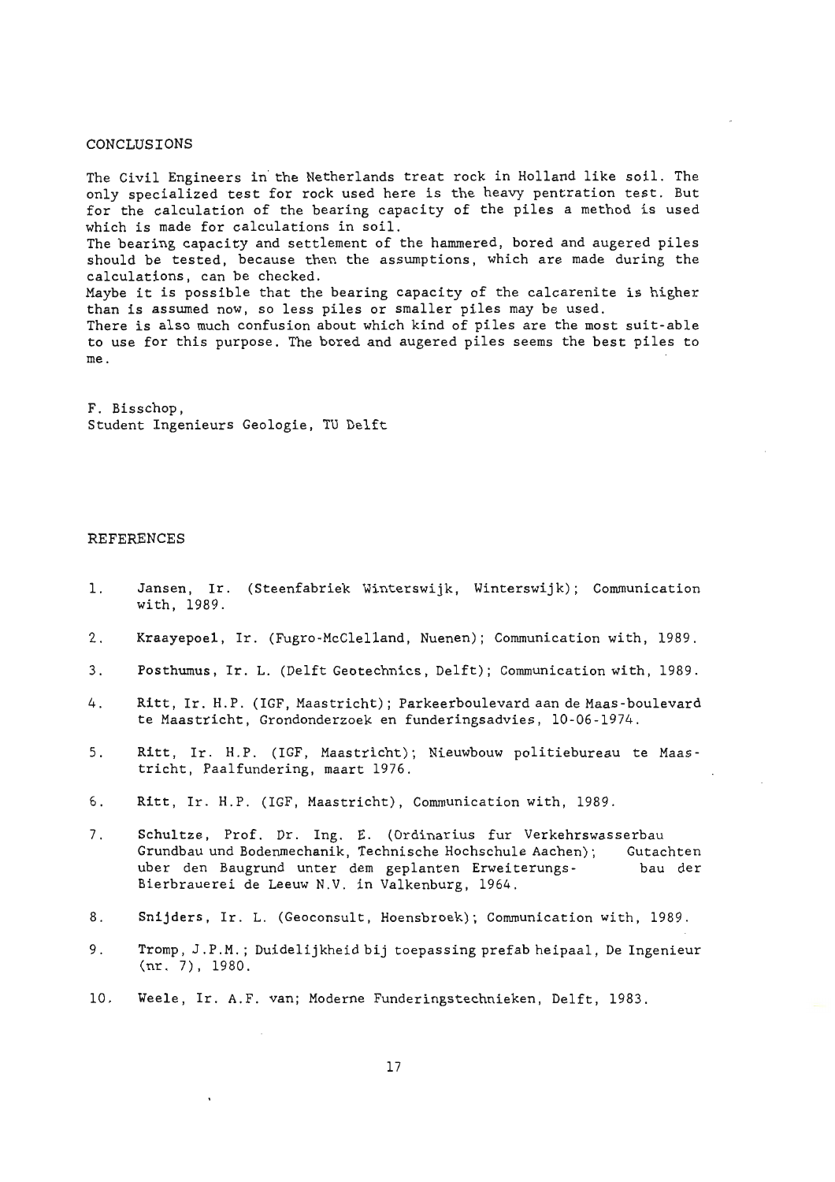## CONCLUSIONS

The Civil Engineers in the Netherlands treat rock in Holland like soil. The only specialized test for rock used here is the heavy pentration test. But for the calculation of the bearing capacity of the piles a method is used which is made for calculations in soil.

The bearing capacity and settlement of the hammered, bored and augered piles should be tested, because then the assumptions, which are made during the calculations, can be checked.

Maybe it is possible that the bearing capacity of the calcarenite is higher than is assumed now, so less piles or smaller piles may be used.

There is also much confusion about which kind of piles are the most suit-able to use for this purpose. The bored and augered piles seems the best piles to me.

F. Bisschop,
Student Ingenieurs Geologie, TU Delft

## REFERENCES

1. Jansen, Ir. (Steenfabriek Winterswijk, Winterswijk); Communication with, 1989.
2. Kraayepoel, Ir. (Fugro-McClelland, Nuenen); Communication with, 1989.
3. Posthumus, Ir. L. (Delft Geotechnics, Delft); Communication with, 1989.
4. Ritt, Ir. H.P. (IGF, Maastricht); Parkeerboulevard aan de Maas-boulevard te Maastricht, Grondonderzoek en funderingsadvies, 10-06-1974.
5. Ritt, Ir. H.P. (IGF, Maastricht); Nieuwbouw politiebureau te Maastricht, Paalfundering, maart 1976.
6. Ritt, Ir. H.P. (IGF, Maastricht), Communication with, 1989.
7. Schultze, Prof. Dr. Ing. E. (Ordinarius fur Verkehrswasserbau Grundbau und Bodenmechanik, Technische Hochschule Aachen); Gutachten uber den Baugrund unter dem geplanten Erweiterungs- bau der Bierbrauerei de Leeuw N.V. in Valkenburg, 1964.
8. Snijders, Ir. L. (Geoconsult, Hoensbroek); Communication with, 1989.
9. Tromp, J.P.M.; Duidelijkheid bij toepassing prefab heipaal, De Ingenieur (nr. 7), 1980.
10. Weele, Ir. A.F. van; Moderne Funderingstechnieken, Delft, 1983.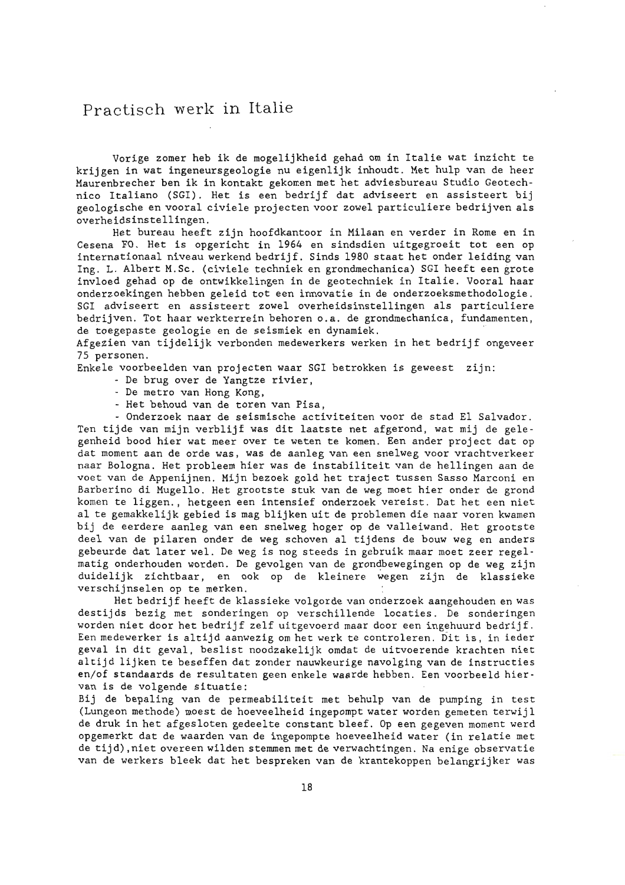# Practisch werk in Italie

Vorige zomer heb ik de mogelijkheid gehad om in Italie wat inzicht te krijgen in wat ingeneursgeologie nu eigenlijk inhoudt. Met hulp van de heer Maurenbrecher ben ik in kontakt gekomen met het adviesbureau Studio Geotechnico Italiano (SGI). Het is een bedrijf dat adviseert en assisteert bij geologische en vooral civiele projecten voor zowel particuliere bedrijven als overheidsinstellingen.

Het bureau heeft zijn hoofdkantoor in Milaan en verder in Rome en in Cesena FO. Het is opgericht in 1964 en sindsdien uitgegroeit tot een op internationaal niveau werkend bedrijf. Sinds 1980 staat het onder leiding van Ing. L. Albert M.Sc. (civiele techniek en grondmechanica) SGI heeft een grote invloed gehad op de ontwikkelingen in de geotechniek in Italie. Vooral haar onderzoekingen hebben geleid tot een innovatie in de onderzoeksmethodologie. SGI adviseert en assisteert zowel overheidsinstellingen als particuliere bedrijven. Tot haar werkterrein behoren o.a. de grondmechanica, fundamenten, de toegepaste geologie en de seismiek en dynamiek.
Afgezien van tijdelijk verbonden medewerkers werken in het bedrijf ongeveer 75 personen.
Enkele voorbeelden van projecten waar SGI betrokken is geweest zijn:

- De brug over de Yangtze rivier,
- De metro van Hong Kong,
- Het behoud van de toren van Pisa,
- Onderzoek naar de seismische activiteiten voor de stad El Salvador.

Ten tijde van mijn verblijf was dit laatste net afgerond, wat mij de gelegenheid bood hier wat meer over te weten te komen. Een ander project dat op dat moment aan de orde was, was de aanleg van een snelweg voor vrachtverkeer naar Bologna. Het probleem hier was de instabiliteit van de hellingen aan de voet van de Appenijnen. Mijn bezoek gold het traject tussen Sasso Marconi en Barberino di Mugello. Het grootste stuk van de weg moet hier onder de grond komen te liggen., hetgeen een intensief onderzoek vereist. Dat het een niet al te gemakkelijk gebied is mag blijken uit de problemen die naar voren kwamen bij de eerdere aanleg van een snelweg hoger op de valleiwand. Het grootste deel van de pilaren onder de weg schoven al tijdens de bouw weg en anders gebeurde dat later wel. De weg is nog steeds in gebruik maar moet zeer regelmatig onderhouden worden. De gevolgen van de grondbewegingen op de weg zijn duidelijk zichtbaar, en ook op de kleinere wegen zijn de klassieke verschijnselen op te merken.

Het bedrijf heeft de klassieke volgorde van onderzoek aangehouden en was destijds bezig met sonderingen op verschillende locaties. De sonderingen worden niet door het bedrijf zelf uitgevoerd maar door een ingehuurd bedrijf. Een medewerker is altijd aanwezig om het werk te controleren. Dit is, in ieder geval in dit geval, beslist noodzakelijk omdat de uitvoerende krachten niet altijd lijken te beseffen dat zonder nauwkeurige navolging van de instructies en/of standaards de resultaten geen enkele waarde hebben. Een voorbeeld hiervan is de volgende situatie:
Bij de bepaling van de permeabiliteit met behulp van de pumping in test (Lungeon methode) moest de hoeveelheid ingepompt water worden gemeten terwijl de druk in het afgesloten gedeelte constant bleef. Op een gegeven moment werd opgemerkt dat de waarden van de ingepompte hoeveelheid water (in relatie met de tijd),niet overeen wilden stemmen met de verwachtingen. Na enige observatie van de werkers bleek dat het bespreken van de krantekoppen belangrijker was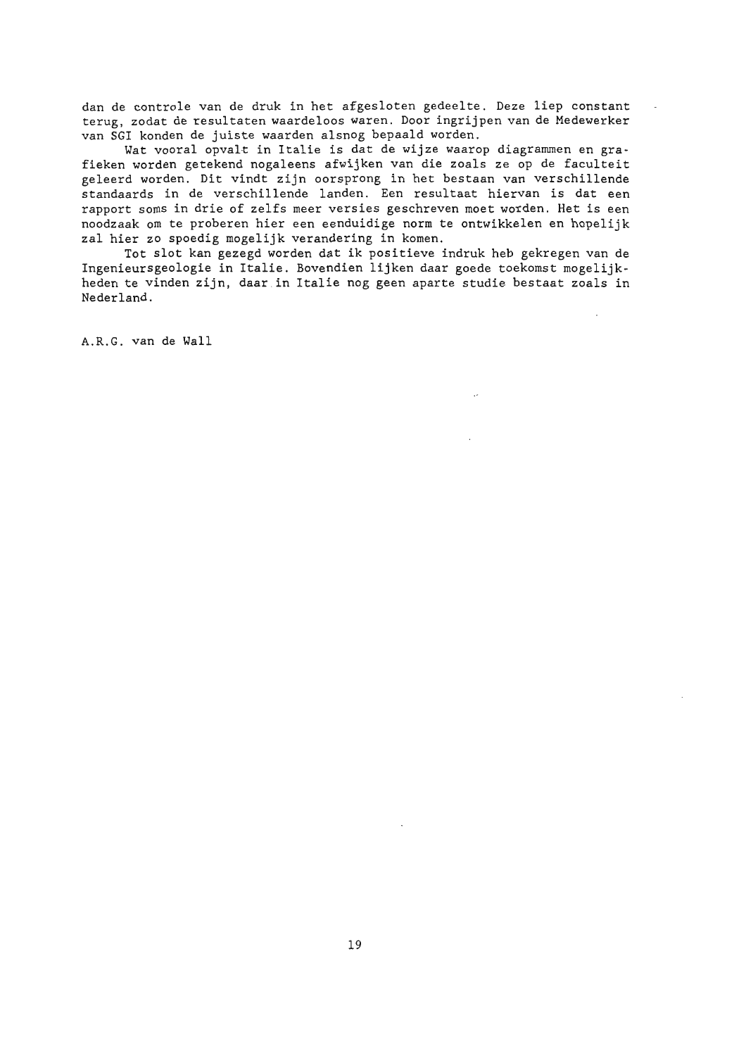dan de controle van de druk in het afgesloten gedeelte. Deze liep constant terug, zodat de resultaten waardeloos waren. Door ingrijpen van de Medewerker van SGI konden de juiste waarden alsnog bepaald worden.

Wat vooral opvalt in Italie is dat de wijze waarop diagrammen en grafieken worden getekend nogaleens afwijken van die zoals ze op de faculteit geleerd worden. Dit vindt zijn oorsprong in het bestaan van verschillende standaards in de verschillende landen. Een resultaat hiervan is dat een rapport soms in drie of zelfs meer versies geschreven moet worden. Het is een noodzaak om te proberen hier een eenduidige norm te ontwikkelen en hopelijk zal hier zo spoedig mogelijk verandering in komen.

Tot slot kan gezegd worden dat ik positieve indruk heb gekregen van de Ingenieursgeologie in Italie. Bovendien lijken daar goede toekomst mogelijkheden te vinden zijn, daar in Italie nog geen aparte studie bestaat zoals in Nederland.

A.R.G. van de Wall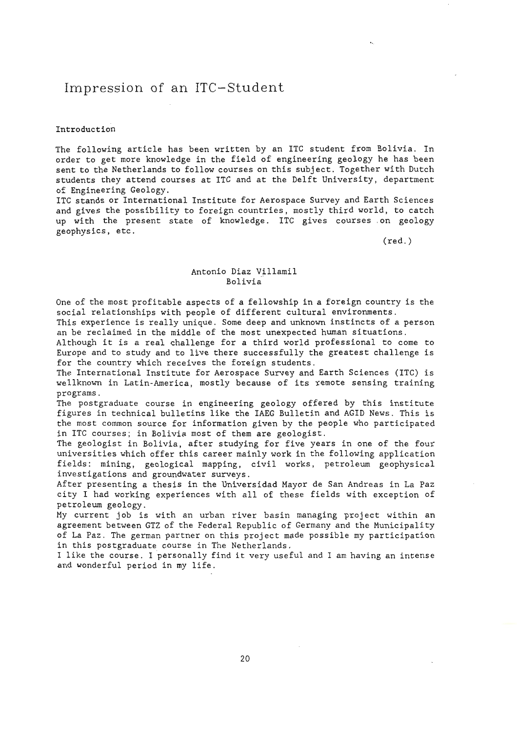# Impression of an ITC-Student

**Introduction**

The following article has been written by an ITC student from Bolivia. In order to get more knowledge in the field of engineering geology he has been sent to the Netherlands to follow courses on this subject. Together with Dutch students they attend courses at ITC and at the Delft University, department of Engineering Geology.
ITC stands or International Institute for Aerospace Survey and Earth Sciences and gives the possibility to foreign countries, mostly third world, to catch up with the present state of knowledge. ITC gives courses on geology geophysics, etc.

(red.)

Antonio Diaz Villamil
Bolivia

One of the most profitable aspects of a fellowship in a foreign country is the social relationships with people of different cultural environments.
This experience is really unique. Some deep and unknown instincts of a person an be reclaimed in the middle of the most unexpected human situations.
Although it is a real challenge for a third world professional to come to Europe and to study and to live there successfully the greatest challenge is for the country which receives the foreign students.
The International Institute for Aerospace Survey and Earth Sciences (ITC) is wellknown in Latin-America, mostly because of its remote sensing training programs.
The postgraduate course in engineering geology offered by this institute figures in technical bulletins like the IAEG Bulletin and AGID News. This is the most common source for information given by the people who participated in ITC courses; in Bolivia most of them are geologist.
The geologist in Bolivia, after studying for five years in one of the four universities which offer this career mainly work in the following application fields: mining, geological mapping, civil works, petroleum geophysical investigations and groundwater surveys.
After presenting a thesis in the Universidad Mayor de San Andreas in La Paz city I had working experiences with all of these fields with exception of petroleum geology.
My current job is with an urban river basin managing project within an agreement between GTZ of the Federal Republic of Germany and the Municipality of La Paz. The german partner on this project made possible my participation in this postgraduate course in The Netherlands.
I like the course. I personally find it very useful and I am having an intense and wonderful period in my life.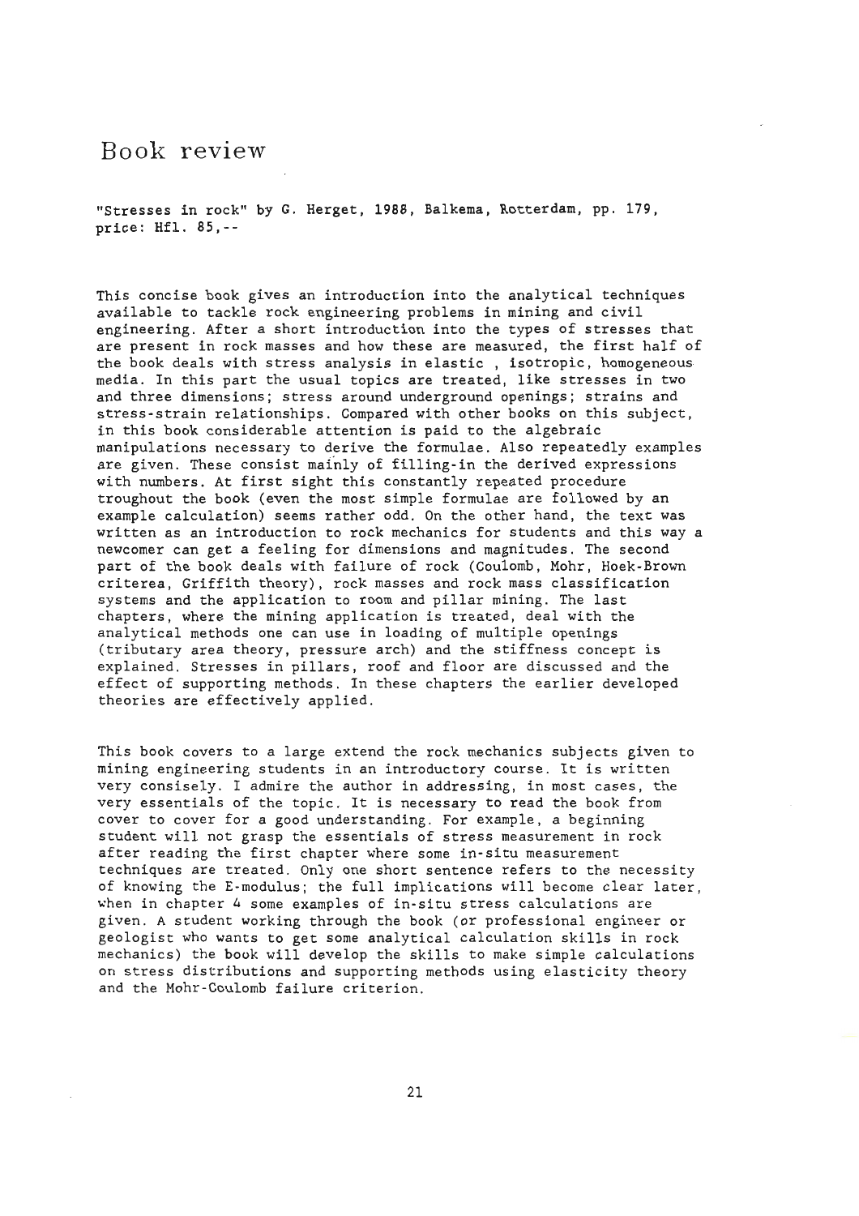# Book review

"Stresses in rock" by G. Herget, 1988, Balkema, Rotterdam, pp. 179, price: Hfl. 85,--

This concise book gives an introduction into the analytical techniques available to tackle rock engineering problems in mining and civil engineering. After a short introduction into the types of stresses that are present in rock masses and how these are measured, the first half of the book deals with stress analysis in elastic , isotropic, homogeneous media. In this part the usual topics are treated, like stresses in two and three dimensions; stress around underground openings; strains and stress-strain relationships. Compared with other books on this subject, in this book considerable attention is paid to the algebraic manipulations necessary to derive the formulae. Also repeatedly examples are given. These consist mainly of filling-in the derived expressions with numbers. At first sight this constantly repeated procedure troughout the book (even the most simple formulae are followed by an example calculation) seems rather odd. On the other hand, the text was written as an introduction to rock mechanics for students and this way a newcomer can get a feeling for dimensions and magnitudes. The second part of the book deals with failure of rock (Coulomb, Mohr, Hoek-Brown criterea, Griffith theory), rock masses and rock mass classification systems and the application to room and pillar mining. The last chapters, where the mining application is treated, deal with the analytical methods one can use in loading of multiple openings (tributary area theory, pressure arch) and the stiffness concept is explained. Stresses in pillars, roof and floor are discussed and the effect of supporting methods. In these chapters the earlier developed theories are effectively applied.

This book covers to a large extend the rock mechanics subjects given to mining engineering students in an introductory course. It is written very consisely. I admire the author in addressing, in most cases, the very essentials of the topic. It is necessary to read the book from cover to cover for a good understanding. For example, a beginning student will not grasp the essentials of stress measurement in rock after reading the first chapter where some in-situ measurement techniques are treated. Only one short sentence refers to the necessity of knowing the E-modulus; the full implications will become clear later, when in chapter 4 some examples of in-situ stress calculations are given. A student working through the book (or professional engineer or geologist who wants to get some analytical calculation skills in rock mechanics) the book will develop the skills to make simple calculations on stress distributions and supporting methods using elasticity theory and the Mohr-Coulomb failure criterion.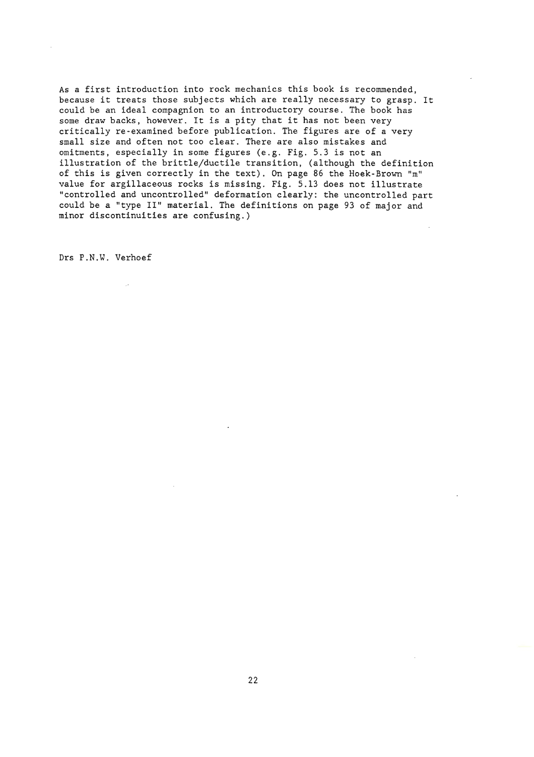As a first introduction into rock mechanics this book is recommended, because it treats those subjects which are really necessary to grasp. It could be an ideal compagnion to an introductory course. The book has some draw backs, however. It is a pity that it has not been very critically re-examined before publication. The figures are of a very small size and often not too clear. There are also mistakes and omitments, especially in some figures (e.g. Fig. 5.3 is not an illustration of the brittle/ductile transition, (although the definition of this is given correctly in the text). On page 86 the Hoek-Brown "m" value for argillaceous rocks is missing. Fig. 5.13 does not illustrate "controlled and uncontrolled" deformation clearly: the uncontrolled part could be a "type II" material. The definitions on page 93 of major and minor discontinuities are confusing.)

Drs P.N.W. Verhoef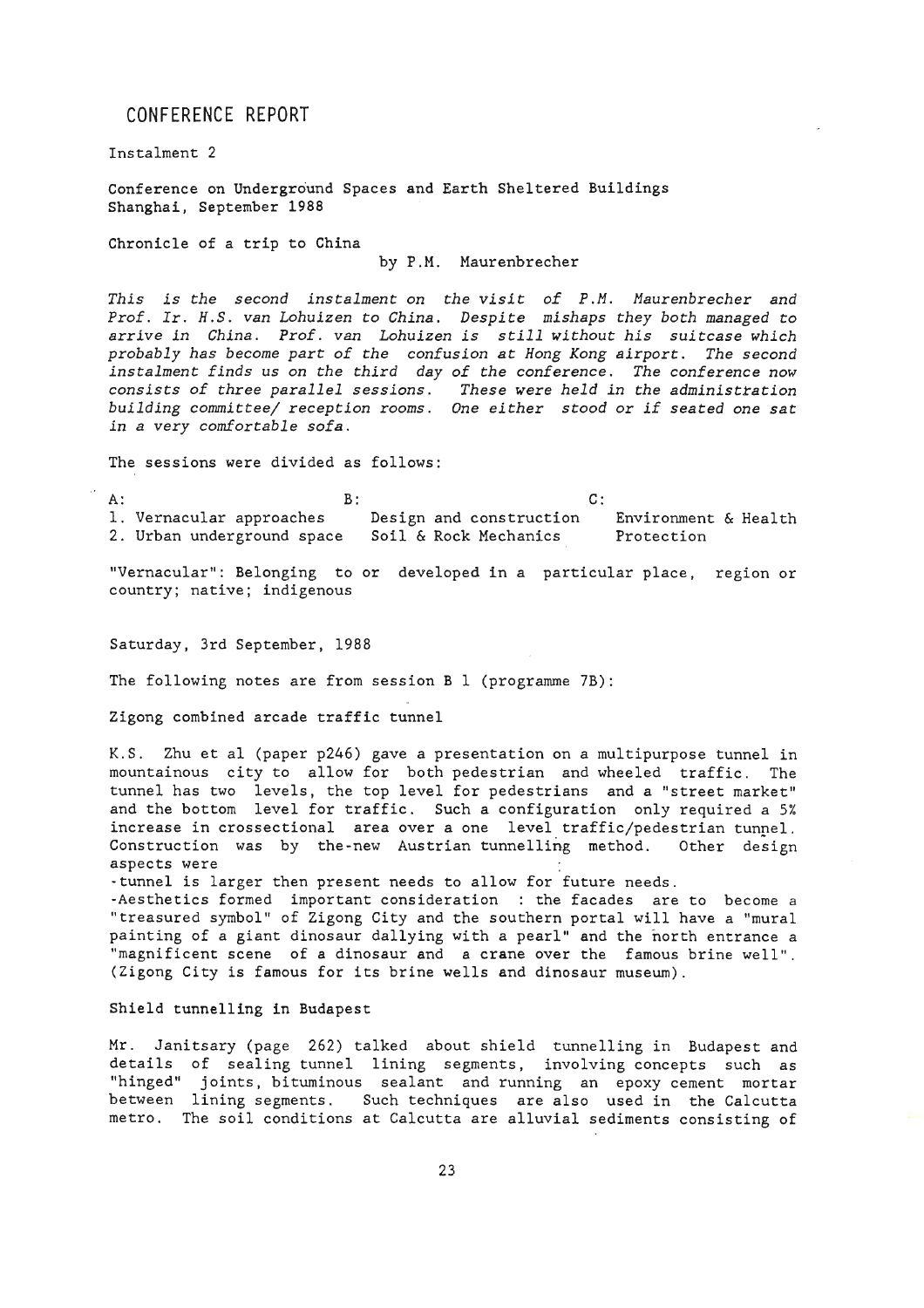## CONFERENCE REPORT

Instalment 2

Conference on Underground Spaces and Earth Sheltered Buildings
Shanghai, September 1988

Chronicle of a trip to China

by P.M. Maurenbrecher

*This is the second instalment on the visit of P.M. Maurenbrecher and Prof. Ir. H.S. van Lohuizen to China. Despite mishaps they both managed to arrive in China. Prof. van Lohuizen is still without his suitcase which probably has become part of the confusion at Hong Kong airport. The second instalment finds us on the third day of the conference. The conference now consists of three parallel sessions. These were held in the administration building committee/ reception rooms. One either stood or if seated one sat in a very comfortable sofa.*

The sessions were divided as follows:

| A: | B: | C: |
|---|---|---|
| 1. Vernacular approaches | Design and construction | Environment & Health |
| 2. Urban underground space | Soil & Rock Mechanics | Protection |

"Vernacular": Belonging to or developed in a particular place, region or country; native; indigenous

Saturday, 3rd September, 1988

The following notes are from session B 1 (programme 7B):

Zigong combined arcade traffic tunnel

K.S. Zhu et al (paper p246) gave a presentation on a multipurpose tunnel in mountainous city to allow for both pedestrian and wheeled traffic. The tunnel has two levels, the top level for pedestrians and a "street market" and the bottom level for traffic. Such a configuration only required a 5% increase in crossectional area over a one level traffic/pedestrian tunnel. Construction was by the new Austrian tunnelling method. Other design aspects were

- tunnel is larger then present needs to allow for future needs.
- Aesthetics formed important consideration : the facades are to become a "treasured symbol" of Zigong City and the southern portal will have a "mural painting of a giant dinosaur dallying with a pearl" and the north entrance a "magnificent scene of a dinosaur and a crane over the famous brine well". (Zigong City is famous for its brine wells and dinosaur museum).

Shield tunnelling in Budapest

Mr. Janitsary (page 262) talked about shield tunnelling in Budapest and details of sealing tunnel lining segments, involving concepts such as "hinged" joints, bituminous sealant and running an epoxy cement mortar between lining segments. Such techniques are also used in the Calcutta metro. The soil conditions at Calcutta are alluvial sediments consisting of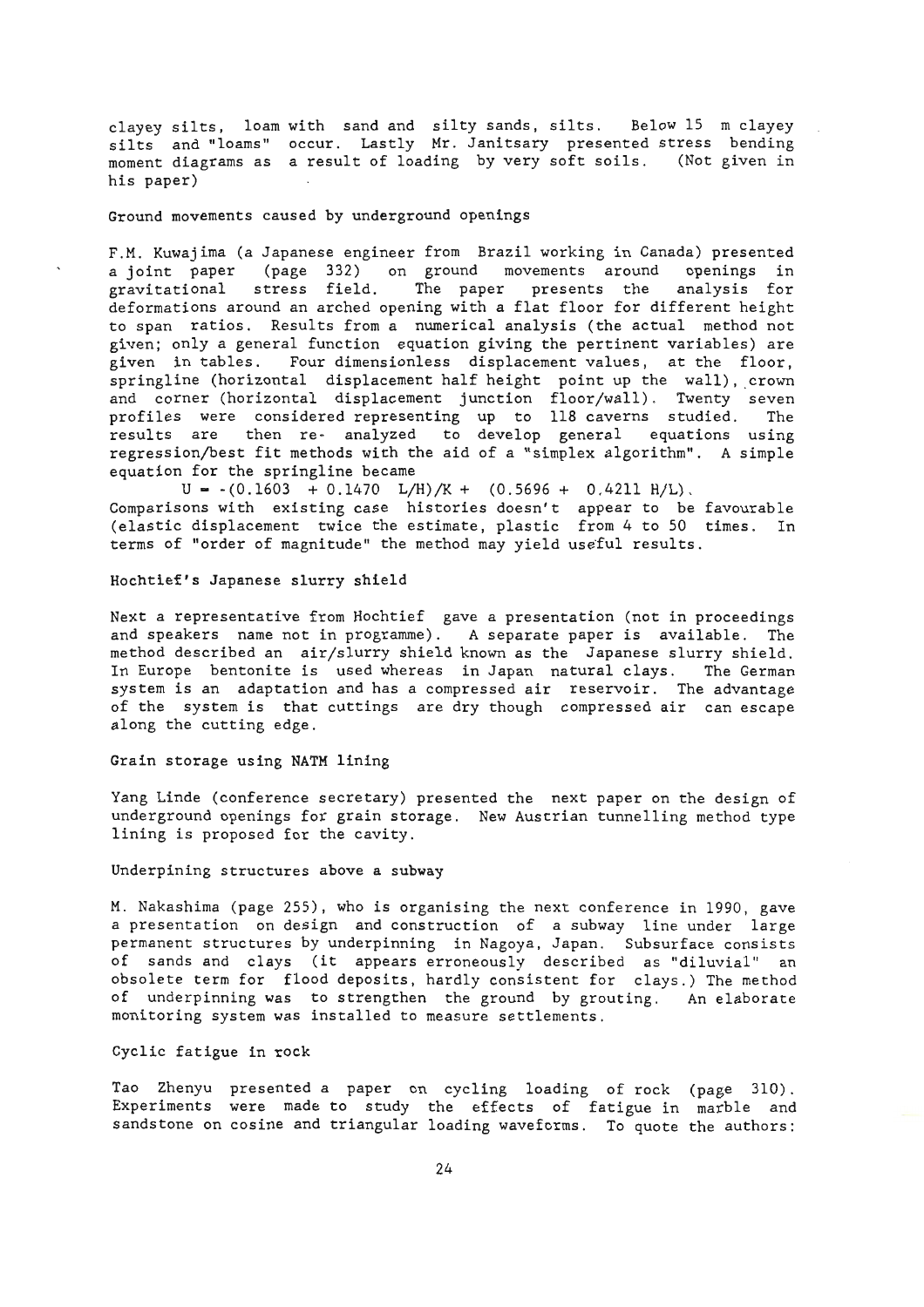clayey silts, loam with sand and silty sands, silts. Below 15 m clayey silts and "loams" occur. Lastly Mr. Janitsary presented stress bending moment diagrams as a result of loading by very soft soils. (Not given in his paper)

### Ground movements caused by underground openings

F.M. Kuwajima (a Japanese engineer from Brazil working in Canada) presented a joint paper (page 332) on ground movements around openings in gravitational stress field. The paper presents the analysis for deformations around an arched opening with a flat floor for different height to span ratios. Results from a numerical analysis (the actual method not given; only a general function equation giving the pertinent variables) are given in tables. Four dimensionless displacement values, at the floor, springline (horizontal displacement half height point up the wall), crown and corner (horizontal displacement junction floor/wall). Twenty seven profiles were considered representing up to 118 caverns studied. The results are then re- analyzed to develop general equations using regression/best fit methods with the aid of a "simplex algorithm". A simple equation for the springline became

$$U = -(0.1603 + 0.1470\ L/H)/K + (0.5696 + 0.4211\ H/L).$$

Comparisons with existing case histories doesn't appear to be favourable (elastic displacement twice the estimate, plastic from 4 to 50 times. In terms of "order of magnitude" the method may yield useful results.

### Hochtief's Japanese slurry shield

Next a representative from Hochtief gave a presentation (not in proceedings and speakers name not in programme). A separate paper is available. The method described an air/slurry shield known as the Japanese slurry shield. In Europe bentonite is used whereas in Japan natural clays. The German system is an adaptation and has a compressed air reservoir. The advantage of the system is that cuttings are dry though compressed air can escape along the cutting edge.

### Grain storage using NATM lining

Yang Linde (conference secretary) presented the next paper on the design of underground openings for grain storage. New Austrian tunnelling method type lining is proposed for the cavity.

### Underpining structures above a subway

M. Nakashima (page 255), who is organising the next conference in 1990, gave a presentation on design and construction of a subway line under large permanent structures by underpinning in Nagoya, Japan. Subsurface consists of sands and clays (it appears erroneously described as "diluvial" an obsolete term for flood deposits, hardly consistent for clays.) The method of underpinning was to strengthen the ground by grouting. An elaborate monitoring system was installed to measure settlements.

### Cyclic fatigue in rock

Tao Zhenyu presented a paper on cycling loading of rock (page 310). Experiments were made to study the effects of fatigue in marble and sandstone on cosine and triangular loading waveforms. To quote the authors: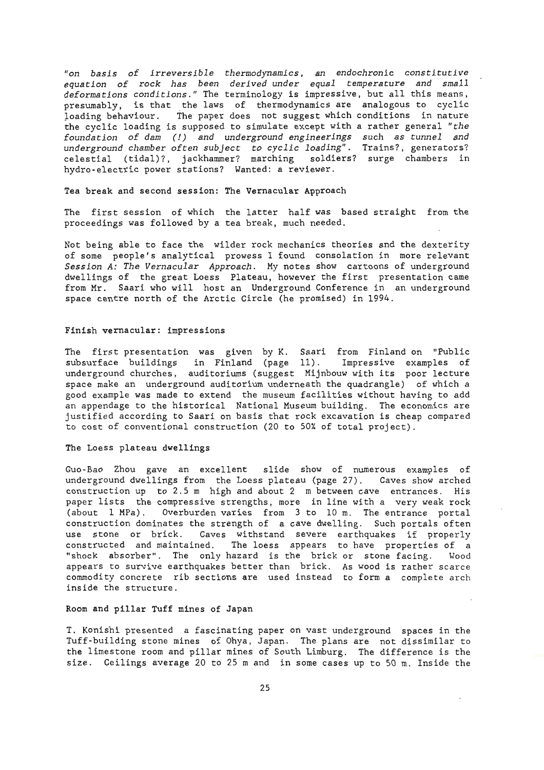*"on basis of irreversible thermodynamics, an endochronic constitutive equation of rock has been derived under equal temperature and small deformations conditions."* The terminology is impressive, but all this means, presumably, is that the laws of thermodynamics are analogous to cyclic loading behaviour. The paper does not suggest which conditions in nature the cyclic loading is supposed to simulate except with a rather general *"the foundation of dam (!) and underground engineerings such as tunnel and underground chamber often subject to cyclic loading"*. Trains?, generators? celestial (tidal)?, jackhammer? marching soldiers? surge chambers in hydro-electric power stations? Wanted: a reviewer.

### Tea break and second session: The Vernacular Approach

The first session of which the latter half was based straight from the proceedings was followed by a tea break, much needed.

Not being able to face the wilder rock mechanics theories and the dexterity of some people's analytical prowess I found consolation in more relevant *Session A: The Vernacular Approach*. My notes show cartoons of underground dwellings of the great Loess Plateau, however the first presentation came from Mr. Saari who will host an Underground Conference in an underground space centre north of the Arctic Circle (he promised) in 1994.

### Finish vernacular: impressions

The first presentation was given by K. Saari from Finland on "Public subsurface buildings in Finland (page 11). Impressive examples of underground churches, auditoriums (suggest Mijnbouw with its poor lecture space make an underground auditorium underneath the quadrangle) of which a good example was made to extend the museum facilities without having to add an appendage to the historical National Museum building. The economics are justified according to Saari on basis that rock excavation is cheap compared to cost of conventional construction (20 to 50% of total project).

### The Loess plateau dwellings

Guo-Bao Zhou gave an excellent slide show of numerous examples of underground dwellings from the Loess plateau (page 27). Caves show arched construction up to 2.5 m high and about 2 m between cave entrances. His paper lists the compressive strengths, more in line with a very weak rock (about 1 MPa). Overburden varies from 3 to 10 m. The entrance portal construction dominates the strength of a cave dwelling. Such portals often use stone or brick. Caves withstand severe earthquakes if properly constructed and maintained. The loess appears to have properties of a "shock absorber". The only hazard is the brick or stone facing. Wood appears to survive earthquakes better than brick. As wood is rather scarce commodity concrete rib sections are used instead to form a complete arch inside the structure.

### Room and pillar Tuff mines of Japan

T. Konishi presented a fascinating paper on vast underground spaces in the Tuff-building stone mines of Ohya, Japan. The plans are not dissimilar to the limestone room and pillar mines of South Limburg. The difference is the size. Ceilings average 20 to 25 m and in some cases up to 50 m. Inside the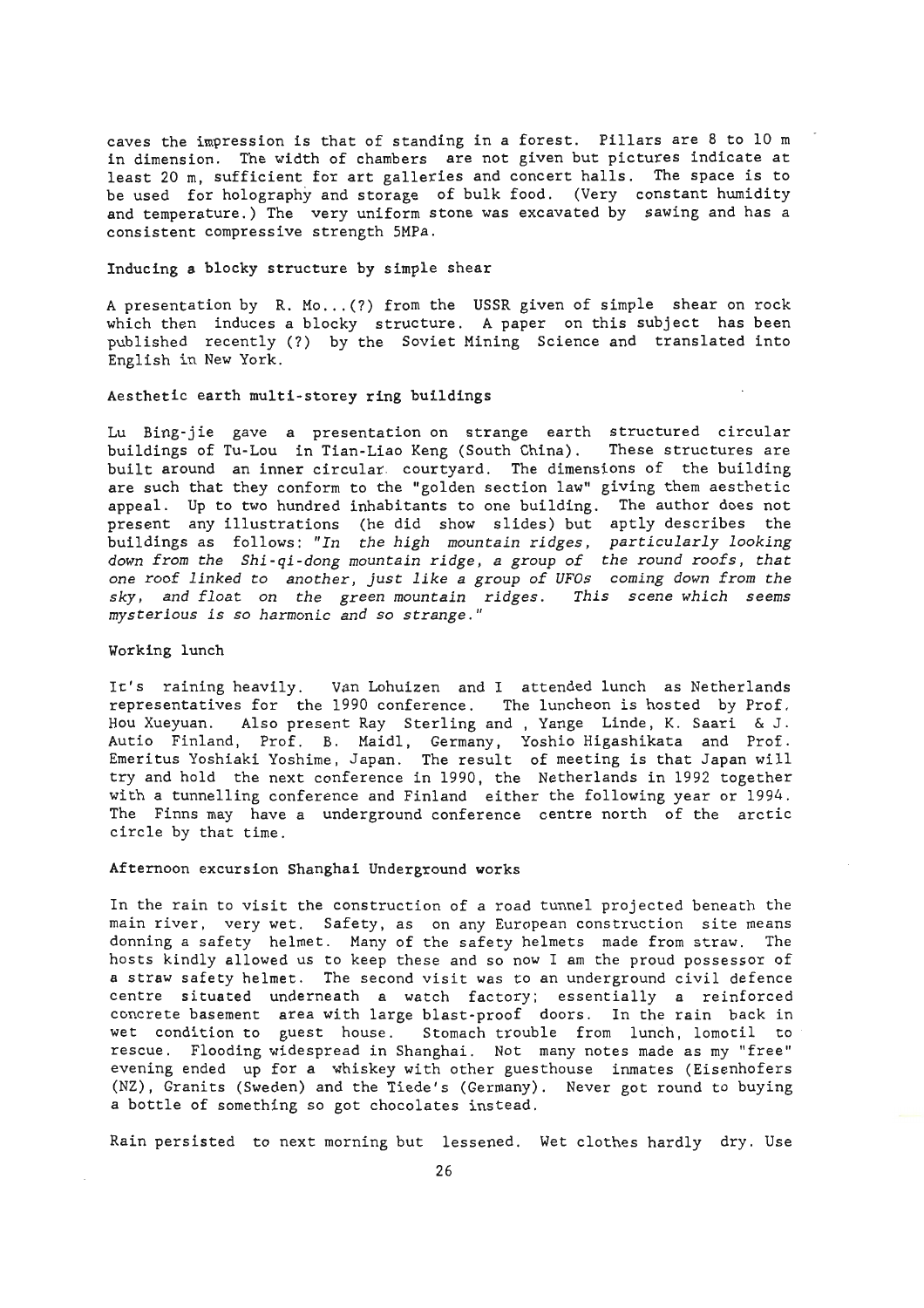caves the impression is that of standing in a forest. Pillars are 8 to 10 m in dimension. The width of chambers are not given but pictures indicate at least 20 m, sufficient for art galleries and concert halls. The space is to be used for holography and storage of bulk food. (Very constant humidity and temperature.) The very uniform stone was excavated by sawing and has a consistent compressive strength 5MPa.

### Inducing a blocky structure by simple shear

A presentation by R. Mo...(?) from the USSR given of simple shear on rock which then induces a blocky structure. A paper on this subject has been published recently (?) by the Soviet Mining Science and translated into English in New York.

### Aesthetic earth multi-storey ring buildings

Lu Bing-jie gave a presentation on strange earth structured circular buildings of Tu-Lou in Tian-Liao Keng (South China). These structures are built around an inner circular courtyard. The dimensions of the building are such that they conform to the "golden section law" giving them aesthetic appeal. Up to two hundred inhabitants to one building. The author does not present any illustrations (he did show slides) but aptly describes the buildings as follows: *"In the high mountain ridges, particularly looking down from the Shi-qi-dong mountain ridge, a group of the round roofs, that one roof linked to another, just like a group of UFOs coming down from the sky, and float on the green mountain ridges. This scene which seems mysterious is so harmonic and so strange."*

### Working lunch

It's raining heavily. Van Lohuizen and I attended lunch as Netherlands representatives for the 1990 conference. The luncheon is hosted by Prof. Hou Xueyuan. Also present Ray Sterling and , Yange Linde, K. Saari & J. Autio Finland, Prof. B. Maidl, Germany, Yoshio Higashikata and Prof. Emeritus Yoshiaki Yoshime, Japan. The result of meeting is that Japan will try and hold the next conference in 1990, the Netherlands in 1992 together with a tunnelling conference and Finland either the following year or 1994. The Finns may have a underground conference centre north of the arctic circle by that time.

### Afternoon excursion Shanghai Underground works

In the rain to visit the construction of a road tunnel projected beneath the main river, very wet. Safety, as on any European construction site means donning a safety helmet. Many of the safety helmets made from straw. The hosts kindly allowed us to keep these and so now I am the proud possessor of a straw safety helmet. The second visit was to an underground civil defence centre situated underneath a watch factory; essentially a reinforced concrete basement area with large blast-proof doors. In the rain back in wet condition to guest house. Stomach trouble from lunch, lomotil to rescue. Flooding widespread in Shanghai. Not many notes made as my "free" evening ended up for a whiskey with other guesthouse inmates (Eisenhofers (NZ), Granits (Sweden) and the Tiede's (Germany). Never got round to buying a bottle of something so got chocolates instead.

Rain persisted to next morning but lessened. Wet clothes hardly dry. Use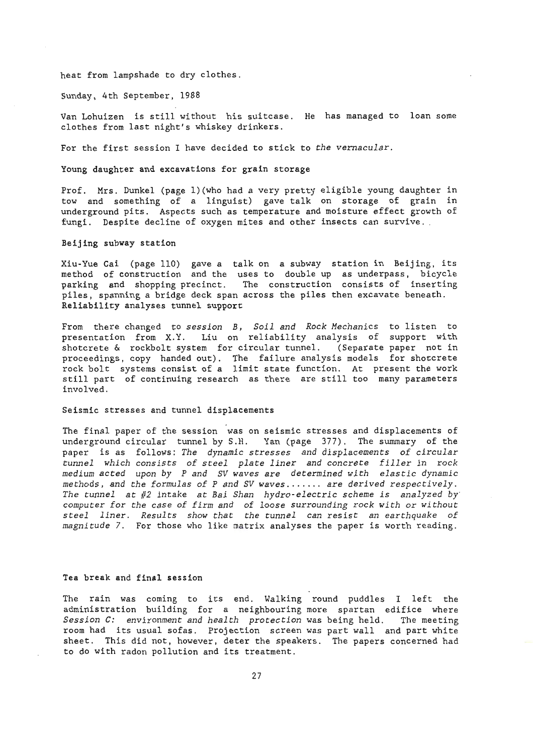heat from lampshade to dry clothes.

Sunday, 4th September, 1988

Van Lohuizen is still without his suitcase. He has managed to loan some clothes from last night's whiskey drinkers.

For the first session I have decided to stick to *the vernacular.*

**Young daughter and excavations for grain storage**

Prof. Mrs. Dunkel (page 1)(who had a very pretty eligible young daughter in tow and something of a linguist) gave talk on storage of grain in underground pits. Aspects such as temperature and moisture effect growth of fungi. Despite decline of oxygen mites and other insects can survive.

**Beijing subway station**

Xiu-Yue Cai (page 110) gave a talk on a subway station in Beijing, its method of construction and the uses to double up as underpass, bicycle parking and shopping precinct. The construction consists of inserting piles, spanning a bridge deck span across the piles then excavate beneath.

**Reliability analyses tunnel support**

From there changed to *session B, Soil and Rock Mechanics* to listen to presentation from X.Y. Liu on reliability analysis of support with shotcrete & rockbolt system for circular tunnel. (Separate paper not in proceedings, copy handed out). The failure analysis models for shotcrete rock bolt systems consist of a limit state function. At present the work still part of continuing research as there are still too many parameters involved.

**Seismic stresses and tunnel displacements**

The final paper of the session was on seismic stresses and displacements of underground circular tunnel by S.H. Yan (page 377). The summary of the paper is as follows: *The dynamic stresses and displacements of circular tunnel which consists of steel plate liner and concrete filler in rock medium acted upon by P and SV waves are determined with elastic dynamic methods, and the formulas of P and SV waves....... are derived respectively. The tunnel at #2 intake at Bai Shan hydro-electric scheme is analyzed by computer for the case of firm and of loose surrounding rock with or without steel liner. Results show that the tunnel can resist an earthquake of magnitude 7.* For those who like matrix analyses the paper is worth reading.

**Tea break and final session**

The rain was coming to its end. Walking round puddles I left the administration building for a neighbouring more spartan edifice where *Session C: environment and health protection* was being held. The meeting room had its usual sofas. Projection screen was part wall and part white sheet. This did not, however, deter the speakers. The papers concerned had to do with radon pollution and its treatment.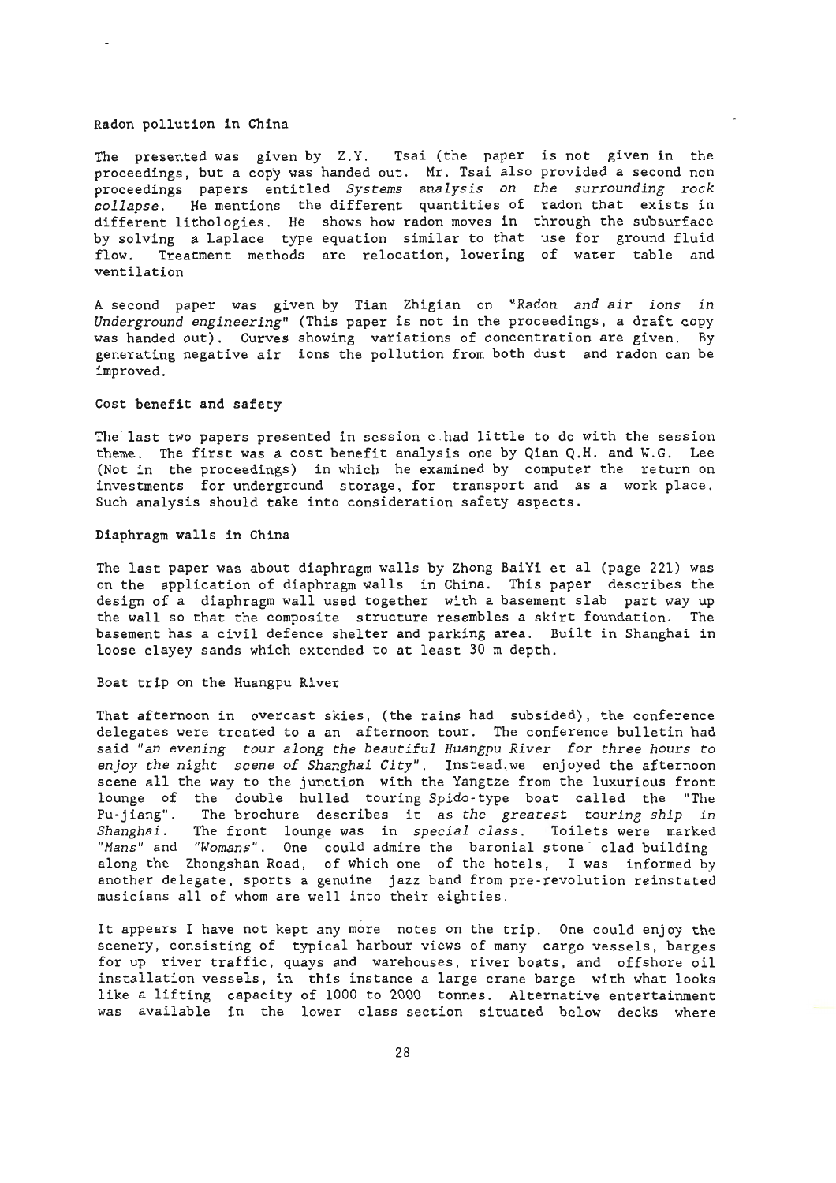### Radon pollution in China

The presented was given by Z.Y. Tsai (the paper is not given in the proceedings, but a copy was handed out. Mr. Tsai also provided a second non proceedings papers entitled *Systems analysis on the surrounding rock collapse*. He mentions the different quantities of radon that exists in different lithologies. He shows how radon moves in through the subsurface by solving a Laplace type equation similar to that use for ground fluid flow. Treatment methods are relocation, lowering of water table and ventilation

A second paper was given by Tian Zhigian on "*Radon and air ions in Underground engineering*" (This paper is not in the proceedings, a draft copy was handed out). Curves showing variations of concentration are given. By generating negative air ions the pollution from both dust and radon can be improved.

### Cost benefit and safety

The last two papers presented in session c had little to do with the session theme. The first was a cost benefit analysis one by Qian Q.H. and W.G. Lee (Not in the proceedings) in which he examined by computer the return on investments for underground storage, for transport and as a work place. Such analysis should take into consideration safety aspects.

### Diaphragm walls in China

The last paper was about diaphragm walls by Zhong BaiYi et al (page 221) was on the application of diaphragm walls in China. This paper describes the design of a diaphragm wall used together with a basement slab part way up the wall so that the composite structure resembles a skirt foundation. The basement has a civil defence shelter and parking area. Built in Shanghai in loose clayey sands which extended to at least 30 m depth.

### Boat trip on the Huangpu River

That afternoon in overcast skies, (the rains had subsided), the conference delegates were treated to a an afternoon tour. The conference bulletin had said *"an evening tour along the beautiful Huangpu River for three hours to enjoy the night scene of Shanghai City"*. Instead we enjoyed the afternoon scene all the way to the junction with the Yangtze from the luxurious front lounge of the double hulled touring *Spido*-type boat called the "The Pu-jiang". The brochure describes it as *the greatest touring ship in Shanghai*. The front lounge was in *special class*. Toilets were marked *"Mans"* and *"Womans"*. One could admire the baronial stone clad building along the Zhongshan Road, of which one of the hotels, I was informed by another delegate, sports a genuine jazz band from pre-revolution reinstated musicians all of whom are well into their eighties.

It appears I have not kept any more notes on the trip. One could enjoy the scenery, consisting of typical harbour views of many cargo vessels, barges for up river traffic, quays and warehouses, river boats, and offshore oil installation vessels, in this instance a large crane barge with what looks like a lifting capacity of 1000 to 2000 tonnes. Alternative entertainment was available in the lower class section situated below decks where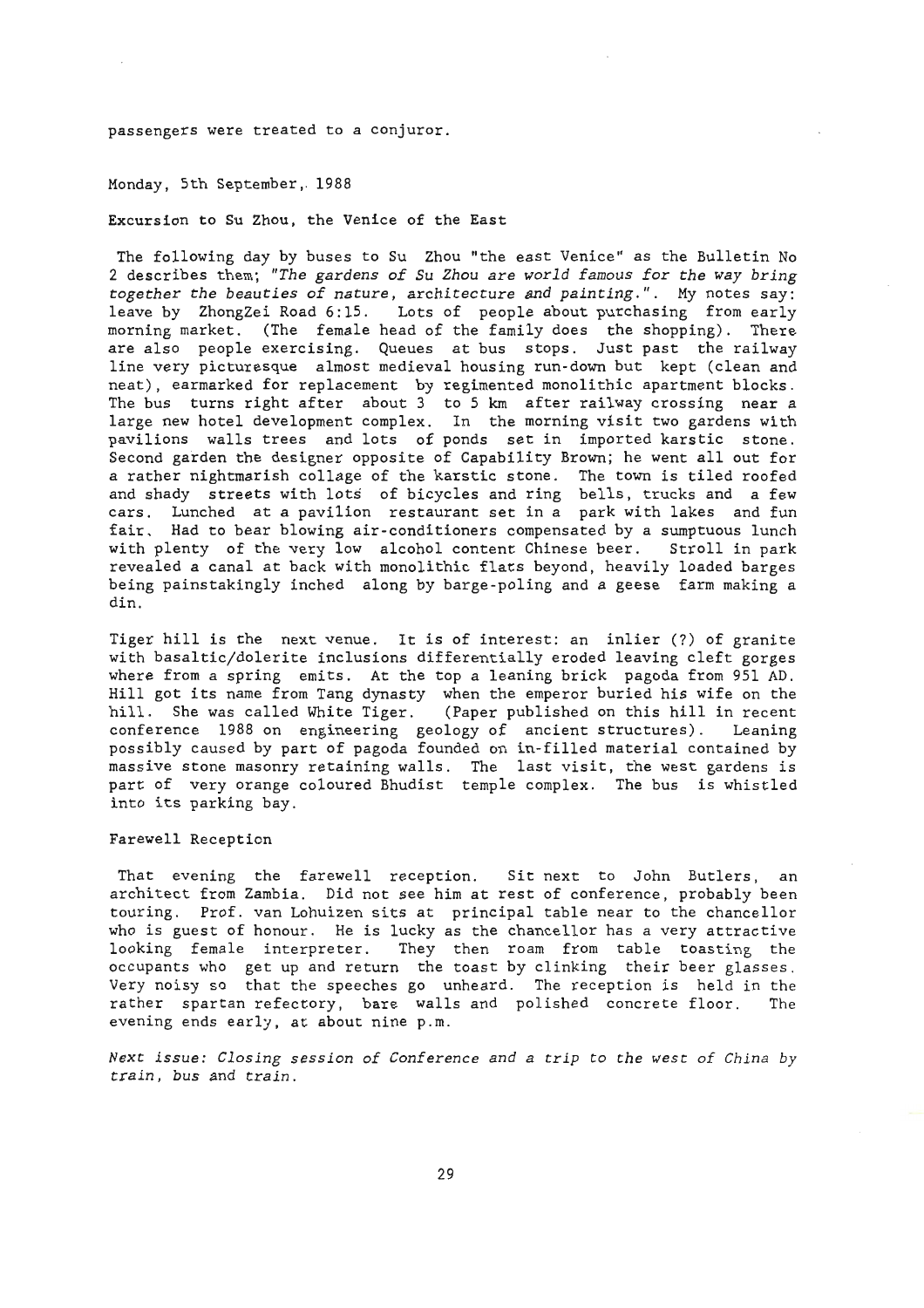passengers were treated to a conjuror.

Monday, 5th September, 1988

Excursion to Su Zhou, the Venice of the East

The following day by buses to Su Zhou "the east Venice" as the Bulletin No 2 describes them; *"The gardens of Su Zhou are world famous for the way bring together the beauties of nature, architecture and painting."*. My notes say: leave by ZhongZei Road 6:15. Lots of people about purchasing from early morning market. (The female head of the family does the shopping). There are also people exercising. Queues at bus stops. Just past the railway line very picturesque almost medieval housing run-down but kept (clean and neat), earmarked for replacement by regimented monolithic apartment blocks. The bus turns right after about 3 to 5 km after railway crossing near a large new hotel development complex. In the morning visit two gardens with pavilions walls trees and lots of ponds set in imported karstic stone. Second garden the designer opposite of Capability Brown; he went all out for a rather nightmarish collage of the karstic stone. The town is tiled roofed and shady streets with lots of bicycles and ring bells, trucks and a few cars. Lunched at a pavilion restaurant set in a park with lakes and fun fair. Had to bear blowing air-conditioners compensated by a sumptuous lunch with plenty of the very low alcohol content Chinese beer. Stroll in park revealed a canal at back with monolithic flats beyond, heavily loaded barges being painstakingly inched along by barge-poling and a geese farm making a din.

Tiger hill is the next venue. It is of interest: an inlier (?) of granite with basaltic/dolerite inclusions differentially eroded leaving cleft gorges where from a spring emits. At the top a leaning brick pagoda from 951 AD. Hill got its name from Tang dynasty when the emperor buried his wife on the hill. She was called White Tiger. (Paper published on this hill in recent conference 1988 on engineering geology of ancient structures). Leaning possibly caused by part of pagoda founded on in-filled material contained by massive stone masonry retaining walls. The last visit, the west gardens is part of very orange coloured Bhudist temple complex. The bus is whistled into its parking bay.

Farewell Reception

That evening the farewell reception. Sit next to John Butlers, an architect from Zambia. Did not see him at rest of conference, probably been touring. Prof. van Lohuizen sits at principal table near to the chancellor who is guest of honour. He is lucky as the chancellor has a very attractive looking female interpreter. They then roam from table toasting the occupants who get up and return the toast by clinking their beer glasses. Very noisy so that the speeches go unheard. The reception is held in the rather spartan refectory, bare walls and polished concrete floor. The evening ends early, at about nine p.m.

*Next issue: Closing session of Conference and a trip to the west of China by train, bus and train.*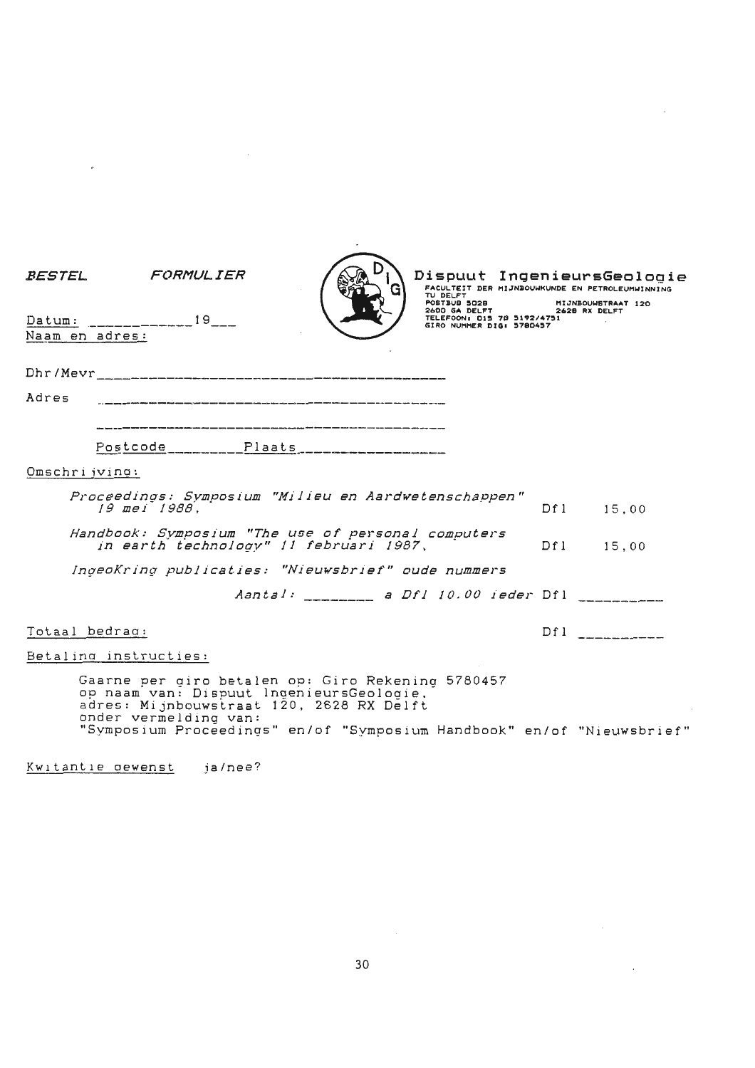*BESTEL FORMULIER*

**Dispuut IngenieursGeologie**
FACULTEIT DER MIJNBOUWKUNDE EN PETROLEUMWINNING
TU DELFT
POSTBUS 5028 — MIJNBOUWSTRAAT 120
2600 GA DELFT — 2628 RX DELFT
TELEFOON: 015 78 5192/4751
GIRO NUMMER DIG: 5780457

Datum: ___________ 19___

Naam en adres:

Dhr/Mevr ________________________________________

Adres ________________________________________

________________________________________

Postcode ________ Plaats ________________

Omschrijving:

| | | |
|---|---|---|
| *Proceedings: Symposium "Milieu en Aardwetenschappen" 19 mei 1988.* | Dfl | 15,00 |
| *Handbook: Symposium "The use of personal computers in earth technology" 11 februari 1987.* | Dfl | 15,00 |
| *IngeoKring publicaties: "Nieuwsbrief" oude nummers* | | |
| *Aantal: ________ a Dfl 10.00 ieder* | Dfl | ________ |

Totaal bedrag: Dfl ________

Betaling instructies:

Gaarne per giro betalen op: Giro Rekening 5780457
op naam van: Dispuut IngenieursGeologie,
adres: Mijnbouwstraat 120, 2628 RX Delft
onder vermelding van:
"Symposium Proceedings" en/of "Symposium Handbook" en/of "Nieuwsbrief"

Kwitantie gewenst ja/nee?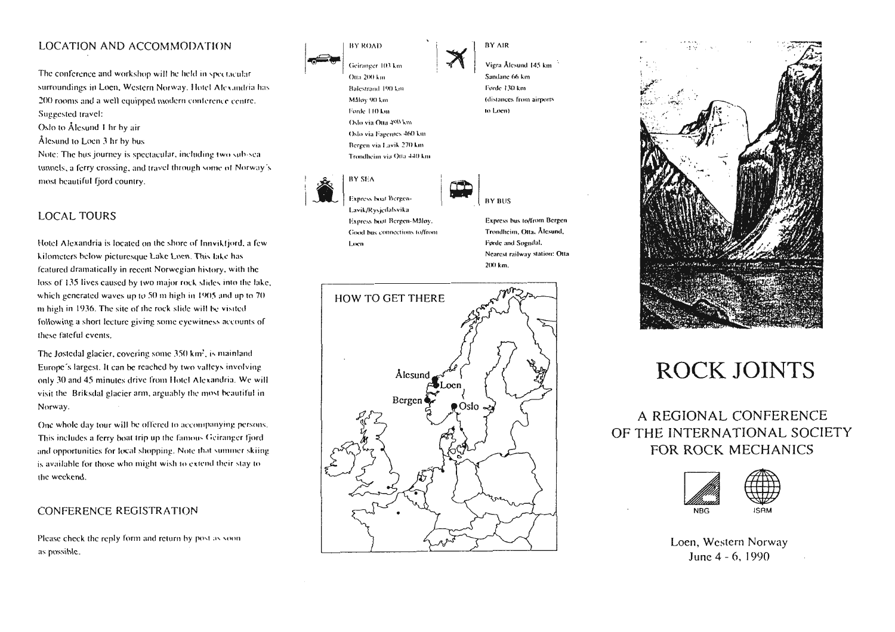## LOCATION AND ACCOMMODATION

The conference and workshop will be held in spectacular surroundings in Loen, Western Norway. Hotel Alexandria has 200 rooms and a well equipped modern conference centre.

Suggested travel:

Oslo to Ålesund 1 hr by air

Ålesund to Loen 3 hr by bus

Note: The bus journey is spectacular, including two sub-sea tunnels, a ferry crossing, and travel through some of Norway's most beautiful fjord country.

## LOCAL TOURS

Hotel Alexandria is located on the shore of Innviktfjord, a few kilometers below picturesque Lake Loen. This lake has featured dramatically in recent Norwegian history, with the loss of 135 lives caused by two major rock slides into the lake, which generated waves up to 50 m high in 1905 and up to 70 m high in 1936. The site of the rock slide will be visited following a short lecture giving some eyewitness accounts of these fateful events.

The Jostedal glacier, covering some 350 km², is mainland Europe's largest. It can be reached by two valleys involving only 30 and 45 minutes drive from Hotel Alexandria. We will visit the Briksdal glacier arm, arguably the most beautiful in Norway.

One whole day tour will be offered to accompanying persons. This includes a ferry boat trip up the famous Geiranger fjord and opportunities for local shopping. Note that summer skiing is available for those who might wish to extend their stay to the weekend.

## CONFERENCE REGISTRATION

Please check the reply form and return by post as soon as possible.

### BY ROAD

Geiranger 103 km
Otta 200 km
Balestrand 190 km
Måløy 90 km
Førde 110 km
Oslo via Otta 490 km
Oslo via Fagernes 460 km
Bergen via Lavik 270 km
Trondheim via Otta 440 km

### BY AIR

Vigra Ålesund 145 km
Sandane 66 km
Førde 130 km
(distances from airports to Loen)

### BY SEA

Express boat Bergen-Lavik/Rysjedalsvika
Express boat Bergen-Måløy.
Good bus connections to/from Loen

### BY BUS

Express bus to/from Bergen Trondheim, Otta, Ålesund, Førde and Sogndal.
Nearest railway station: Otta 200 km.

### HOW TO GET THERE

Ålesund
Loen
Bergen
Oslo

# ROCK JOINTS

## A REGIONAL CONFERENCE OF THE INTERNATIONAL SOCIETY FOR ROCK MECHANICS

NBG ISRM

Loen, Western Norway
June 4 - 6, 1990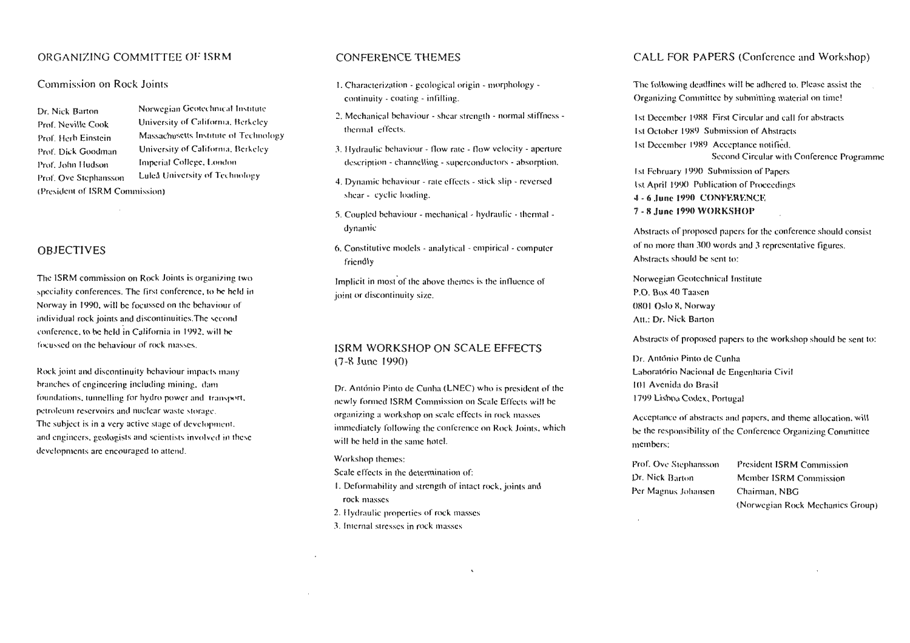## ORGANIZING COMMITTEE OF ISRM

### Commission on Rock Joints

| | |
|---|---|
| Dr. Nick Barton | Norwegian Geotechnical Institute |
| Prof. Neville Cook | University of California, Berkeley |
| Prof. Herb Einstein | Massachusetts Institute of Technology |
| Prof. Dick Goodman | University of California, Berkeley |
| Prof. John Hudson | Imperial College, London |
| Prof. Ove Stephansson | Luleå University of Technology |

(President of ISRM Commission)

## OBJECTIVES

The ISRM commission on Rock Joints is organizing two speciality conferences. The first conference, to be held in Norway in 1990, will be focussed on the behaviour of individual rock joints and discontinuities. The second conference, to be held in California in 1992, will be focussed on the behaviour of rock masses.

Rock joint and discontinuity behaviour impacts many branches of engineering including mining, dam foundations, tunnelling for hydro power and transport, petroleum reservoirs and nuclear waste storage. The subject is in a very active stage of development, and engineers, geologists and scientists involved in these developments are encouraged to attend.

## CONFERENCE THEMES

1. Characterization - geological origin - morphology - continuity - coating - infilling.
2. Mechanical behaviour - shear strength - normal stiffness - thermal effects.
3. Hydraulic behaviour - flow rate - flow velocity - aperture description - channelling - superconductors - absorption.
4. Dynamic behaviour - rate effects - stick slip - reversed shear - cyclic loading.
5. Coupled behaviour - mechanical - hydraulic - thermal - dynamic
6. Constitutive models - analytical - empirical - computer friendly

Implicit in most of the above themes is the influence of joint or discontinuity size.

## ISRM WORKSHOP ON SCALE EFFECTS (7-8 June 1990)

Dr. António Pinto de Cunha (LNEC) who is president of the newly formed ISRM Commission on Scale Effects will be organizing a workshop on scale effects in rock masses immediately following the conference on Rock Joints, which will be held in the same hotel.

Workshop themes:

Scale effects in the determination of:

1. Deformability and strength of intact rock, joints and rock masses
2. Hydraulic properties of rock masses
3. Internal stresses in rock masses

## CALL FOR PAPERS (Conference and Workshop)

The following deadlines will be adhered to. Please assist the Organizing Committee by submitting material on time!

1st December 1988 First Circular and call for abstracts
1st October 1989 Submission of Abstracts
1st December 1989 Acceptance notified.
Second Circular with Conference Programme
1st February 1990 Submission of Papers
1st April 1990 Publication of Proceedings
**4 - 6 June 1990 CONFERENCE**
**7 - 8 June 1990 WORKSHOP**

Abstracts of proposed papers for the conference should consist of no more than 300 words and 3 representative figures. Abstracts should be sent to:

Norwegian Geotechnical Institute
P.O. Box 40 Taasen
0801 Oslo 8, Norway
Att.: Dr. Nick Barton

Abstracts of proposed papers to the workshop should be sent to:

Dr. António Pinto de Cunha
Laboratório Nacional de Engenharia Civil
101 Avenida do Brasil
1799 Lisboa Codex, Portugal

Acceptance of abstracts and papers, and theme allocation, will be the responsibility of the Conference Organizing Committee members:

| | |
|---|---|
| Prof. Ove Stephansson | President ISRM Commission |
| Dr. Nick Barton | Member ISRM Commission |
| Per Magnus Johansen | Chairman, NBG (Norwegian Rock Mechanics Group) |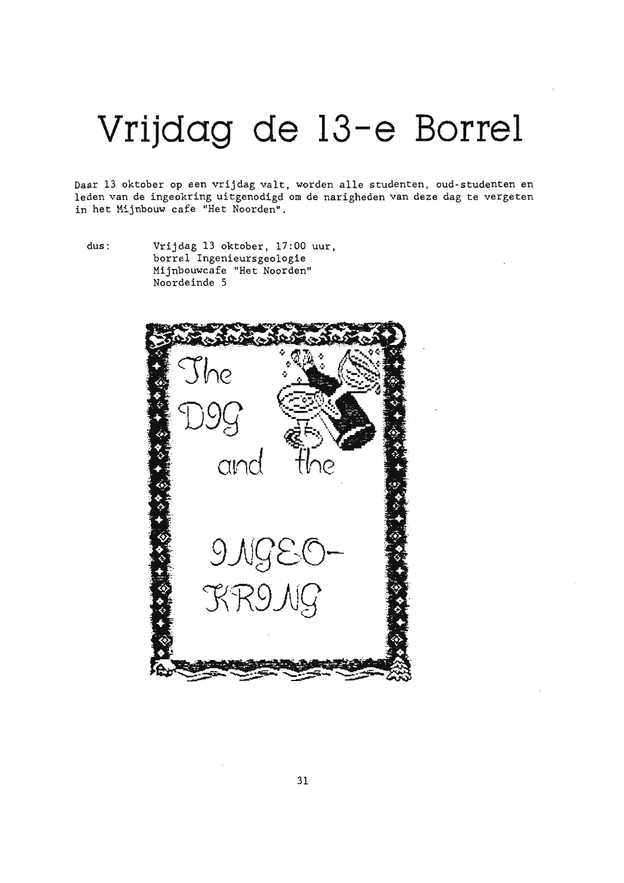# Vrijdag de 13-e Borrel

Daar 13 oktober op een vrijdag valt, worden alle studenten, oud-studenten en leden van de ingeokring uitgenodigd om de narigheden van deze dag te vergeten in het Mijnbouw cafe "Het Noorden".

dus: Vrijdag 13 oktober, 17:00 uur,
borrel Ingenieursgeologie
Mijnbouwcafe "Het Noorden"
Noordeinde 5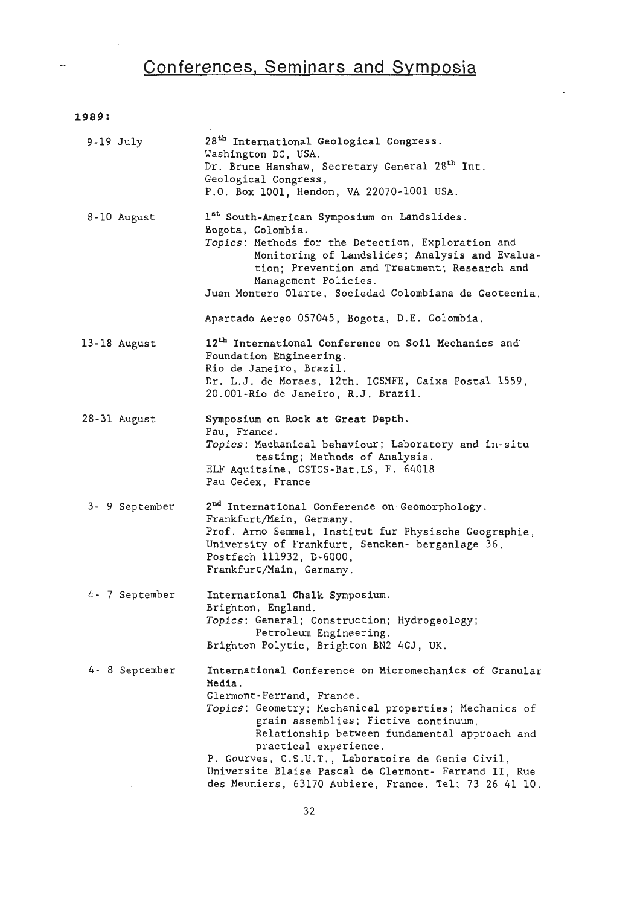# Conferences, Seminars and Symposia

**1989:**

**9-19 July**
**28th International Geological Congress.**
Washington DC, USA.
Dr. Bruce Hanshaw, Secretary General 28th Int. Geological Congress,
P.O. Box 1001, Hendon, VA 22070-1001 USA.

**8-10 August**
**1st South-American Symposium on Landslides.**
Bogota, Colombia.
*Topics*: Methods for the Detection, Exploration and Monitoring of Landslides; Analysis and Evaluation; Prevention and Treatment; Research and Management Policies.
Juan Montero Olarte, Sociedad Colombiana de Geotecnia,

Apartado Aereo 057045, Bogota, D.E. Colombia.

**13-18 August**
**12th International Conference on Soil Mechanics and Foundation Engineering.**
Rio de Janeiro, Brazil.
Dr. L.J. de Moraes, 12th. ICSMFE, Caixa Postal 1559, 20.001-Rio de Janeiro, R.J. Brazil.

**28-31 August**
**Symposium on Rock at Great Depth.**
Pau, France.
*Topics*: Mechanical behaviour; Laboratory and in-situ testing; Methods of Analysis.
ELF Aquitaine, CSTCS-Bat.LS, F. 64018
Pau Cedex, France

**3- 9 September**
**2nd International Conference on Geomorphology.**
Frankfurt/Main, Germany.
Prof. Arno Semmel, Institut fur Physische Geographie, University of Frankfurt, Sencken- berganlage 36,
Postfach 111932, D-6000,
Frankfurt/Main, Germany.

**4- 7 September**
**International Chalk Symposium.**
Brighton, England.
*Topics*: General; Construction; Hydrogeology; Petroleum Engineering.
Brighton Polytic, Brighton BN2 4GJ, UK.

**4- 8 September**
**International Conference on Micromechanics of Granular Media.**
Clermont-Ferrand, France.
*Topics*: Geometry; Mechanical properties; Mechanics of grain assemblies; Fictive continuum, Relationship between fundamental approach and practical experience.
P. Gourves, C.S.U.T., Laboratoire de Genie Civil, Universite Blaise Pascal de Clermont- Ferrand II, Rue des Meuniers, 63170 Aubiere, France. Tel: 73 26 41 10.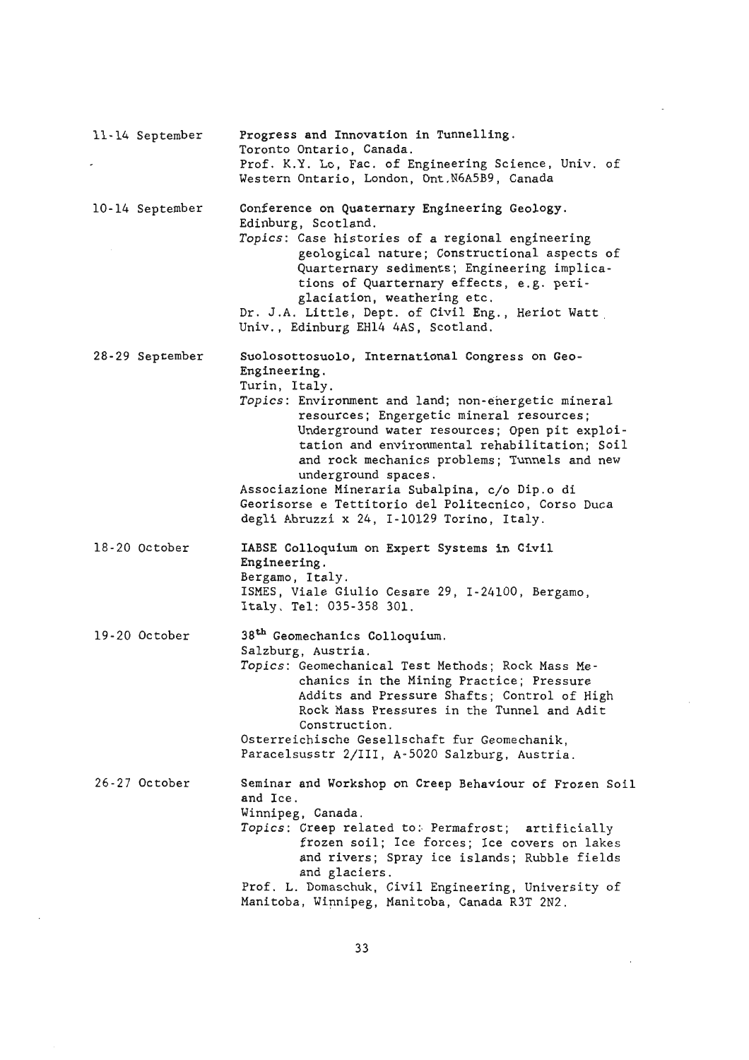11-14 September

**Progress and Innovation in Tunnelling.**
Toronto Ontario, Canada.
Prof. K.Y. Lo, Fac. of Engineering Science, Univ. of Western Ontario, London, Ont.N6A5B9, Canada

10-14 September

**Conference on Quaternary Engineering Geology.**
Edinburg, Scotland.
*Topics*: Case histories of a regional engineering geological nature; Constructional aspects of Quarternary sediments; Engineering implications of Quarternary effects, e.g. periglaciation, weathering etc.
Dr. J.A. Little, Dept. of Civil Eng., Heriot Watt Univ., Edinburg EH14 4AS, Scotland.

28-29 September

**Suolosottosuolo, International Congress on Geo-Engineering.**
Turin, Italy.
*Topics*: Environment and land; non-energetic mineral resources; Engergetic mineral resources; Underground water resources; Open pit exploitation and environmental rehabilitation; Soil and rock mechanics problems; Tunnels and new underground spaces.
Associazione Mineraria Subalpina, c/o Dip.o di Georisorse e Tettitorio del Politecnico, Corso Duca degli Abruzzi x 24, I-10129 Torino, Italy.

18-20 October

**IABSE Colloquium on Expert Systems in Civil Engineering.**
Bergamo, Italy.
ISMES, Viale Giulio Cesare 29, I-24100, Bergamo, Italy. Tel: 035-358 301.

19-20 October

**38th Geomechanics Colloquium.**
Salzburg, Austria.
*Topics*: Geomechanical Test Methods; Rock Mass Mechanics in the Mining Practice; Pressure Addits and Pressure Shafts; Control of High Rock Mass Pressures in the Tunnel and Adit Construction.
Osterreichische Gesellschaft fur Geomechanik, Paracelsusstr 2/III, A-5020 Salzburg, Austria.

26-27 October

**Seminar and Workshop on Creep Behaviour of Frozen Soil and Ice.**
Winnipeg, Canada.
*Topics*: Creep related to: Permafrost; artificially frozen soil; Ice forces; Ice covers on lakes and rivers; Spray ice islands; Rubble fields and glaciers.
Prof. L. Domaschuk, Civil Engineering, University of Manitoba, Winnipeg, Manitoba, Canada R3T 2N2.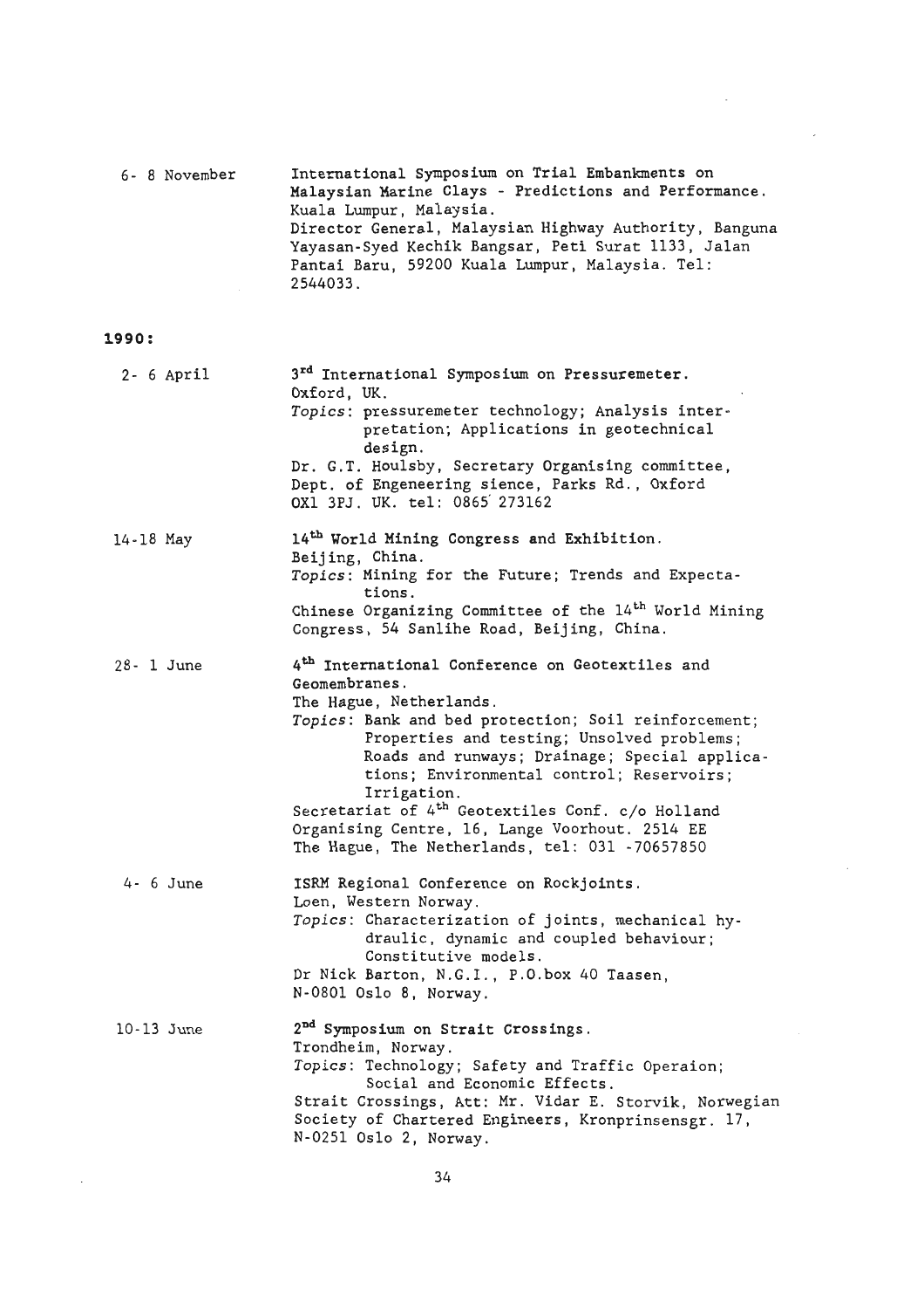6- 8 November — International Symposium on Trial Embankments on Malaysian Marine Clays - Predictions and Performance.
Kuala Lumpur, Malaysia.
Director General, Malaysian Highway Authority, Banguna Yayasan-Syed Kechik Bangsar, Peti Surat 1133, Jalan Pantai Baru, 59200 Kuala Lumpur, Malaysia. Tel: 2544033.

**1990:**

2- 6 April — **3rd International Symposium on Pressuremeter.**
Oxford, UK.
*Topics*: pressuremeter technology; Analysis interpretation; Applications in geotechnical design.
Dr. G.T. Houlsby, Secretary Organising committee, Dept. of Engeneering sience, Parks Rd., Oxford OX1 3PJ. UK. tel: 0865 273162

14-18 May — **14th World Mining Congress and Exhibition.**
Beijing, China.
*Topics*: Mining for the Future; Trends and Expectations.
Chinese Organizing Committee of the 14th World Mining Congress, 54 Sanlihe Road, Beijing, China.

28- 1 June — **4th International Conference on Geotextiles and Geomembranes.**
The Hague, Netherlands.
*Topics*: Bank and bed protection; Soil reinforcement; Properties and testing; Unsolved problems; Roads and runways; Drainage; Special applications; Environmental control; Reservoirs; Irrigation.
Secretariat of 4th Geotextiles Conf. c/o Holland Organising Centre, 16, Lange Voorhout. 2514 EE The Hague, The Netherlands, tel: 031 -70657850

4- 6 June — ISRM Regional Conference on Rockjoints.
Loen, Western Norway.
*Topics*: Characterization of joints, mechanical hydraulic, dynamic and coupled behaviour; Constitutive models.
Dr Nick Barton, N.G.I., P.O.box 40 Taasen, N-0801 Oslo 8, Norway.

10-13 June — **2nd Symposium on Strait Crossings.**
Trondheim, Norway.
*Topics*: Technology; Safety and Traffic Operaion; Social and Economic Effects.
Strait Crossings, Att: Mr. Vidar E. Storvik, Norwegian Society of Chartered Engineers, Kronprinsensgr. 17, N-0251 Oslo 2, Norway.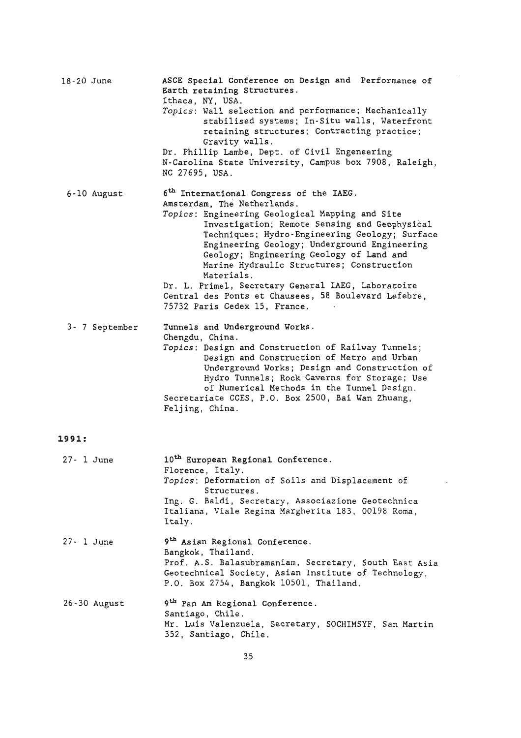18-20 June

**ASCE Special Conference on Design and Performance of Earth retaining Structures.**
Ithaca, NY, USA.
*Topics*: Wall selection and performance; Mechanically stabilised systems; In-Situ walls, Waterfront retaining structures; Contracting practice; Gravity walls.
Dr. Phillip Lambe, Dept. of Civil Engeneering N-Carolina State University, Campus box 7908, Raleigh, NC 27695, USA.

6-10 August

**6th International Congress of the IAEG.**
Amsterdam, The Netherlands.
*Topics*: Engineering Geological Mapping and Site Investigation; Remote Sensing and Geophysical Techniques; Hydro-Engineering Geology; Surface Engineering Geology; Underground Engineering Geology; Engineering Geology of Land and Marine Hydraulic Structures; Construction Materials.
Dr. L. Primel, Secretary General IAEG, Laboratoire Central des Ponts et Chausees, 58 Boulevard Lefebre, 75732 Paris Cedex 15, France.

3- 7 September

**Tunnels and Underground Works.**
Chengdu, China.
*Topics*: Design and Construction of Railway Tunnels; Design and Construction of Metro and Urban Underground Works; Design and Construction of Hydro Tunnels; Rock Caverns for Storage; Use of Numerical Methods in the Tunnel Design.
Secretariate CCES, P.O. Box 2500, Bai Wan Zhuang, Feljing, China.

**1991:**

27- 1 June

**10th European Regional Conference.**
Florence, Italy.
*Topics*: Deformation of Soils and Displacement of Structures.
Ing. G. Baldi, Secretary, Associazione Geotechnica Italiana, Viale Regina Margherita 183, 00198 Roma, Italy.

27- 1 June

**9th Asian Regional Conference.**
Bangkok, Thailand.
Prof. A.S. Balasubramaniam, Secretary, South East Asia Geotechnical Society, Asian Institute of Technology, P.O. Box 2754, Bangkok 10501, Thailand.

26-30 August

**9th Pan Am Regional Conference.**
Santiago, Chile.
Mr. Luis Valenzuela, Secretary, SOCHIMSYF, San Martin 352, Santiago, Chile.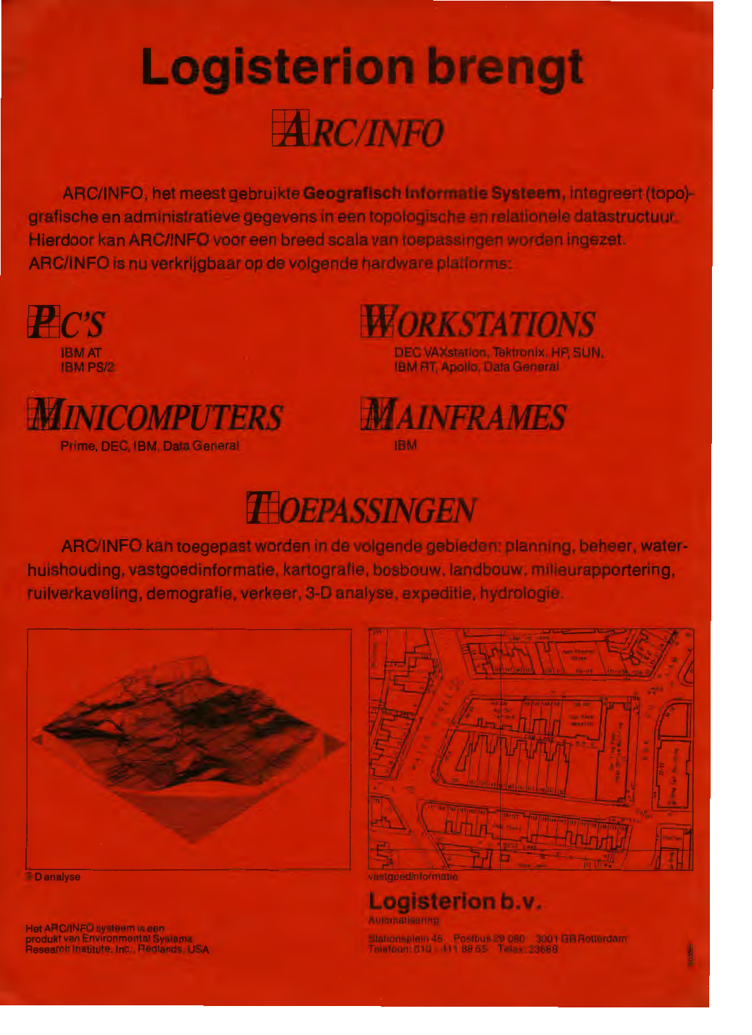# Logisterion brengt

## ARC/INFO

ARC/INFO, het meest gebruikte **Geografisch Informatie Systeem**, integreert (topo)-grafische en administratieve gegevens in een topologische en relationele datastructuur. Hierdoor kan ARC/INFO voor een breed scala van toepassingen worden ingezet. ARC/INFO is nu verkrijgbaar op de volgende hardware platforms:

### PC'S

IBM AT
IBM PS/2

### WORKSTATIONS

DEC VAXstation, Tektronix, HP, SUN, IBM RT, Apollo, Data General

### MINICOMPUTERS

Prime, DEC, IBM, Data General

### MAINFRAMES

IBM

## TOEPASSINGEN

ARC/INFO kan toegepast worden in de volgende gebieden: planning, beheer, waterhuishouding, vastgoedinformatie, kartografie, bosbouw, landbouw, milieurapportering, ruilverkaveling, demografie, verkeer, 3-D analyse, expeditie, hydrologie.

3-D analyse

vastgoedinformatie

Het ARC/INFO systeem is een produkt van Environmental Systems Research Institute, Inc., Redlands, USA

**Logisterion b.v.**
Automatisering

Stationsplein 45 Postbus 29 080 3001 GB Rotterdam
Telefoon: 010 - 411 88 55 Telex: 23688